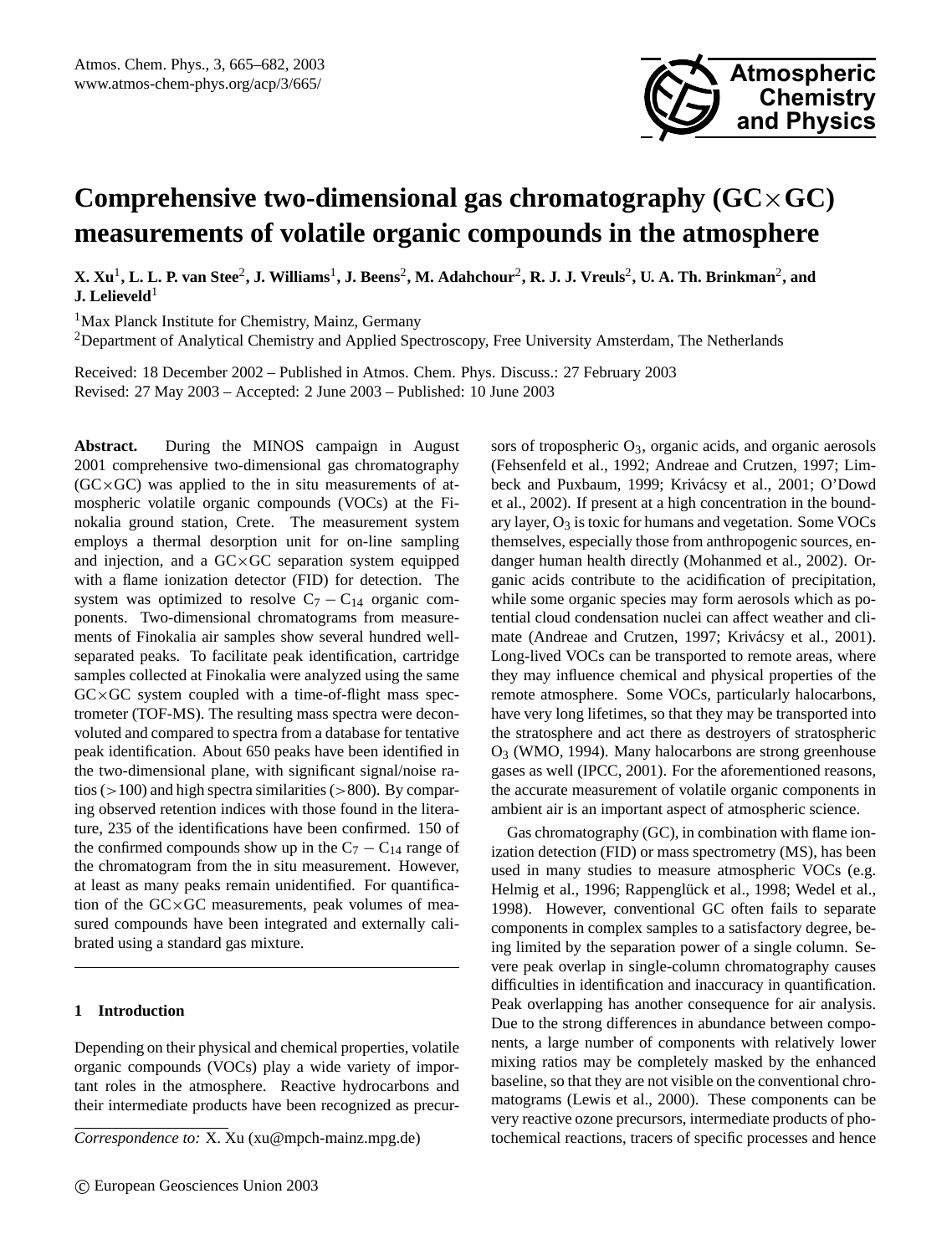# Comprehensive two-dimensional gas chromatography (GC×GC) measurements of volatile organic compounds in the atmosphere

**X. Xu[1], L. L. P. van Stee[2], J. Williams[1], J. Beens[2], M. Adahchour[2], R. J. J. Vreuls[2], U. A. Th. Brinkman[2], and J. Lelieveld[1]**

[1]Max Planck Institute for Chemistry, Mainz, Germany

[2]Department of Analytical Chemistry and Applied Spectroscopy, Free University Amsterdam, The Netherlands

Received: 18 December 2002 – Published in Atmos. Chem. Phys. Discuss.: 27 February 2003
Revised: 27 May 2003 – Accepted: 2 June 2003 – Published: 10 June 2003

**Abstract.** During the MINOS campaign in August 2001 comprehensive two-dimensional gas chromatography (GC×GC) was applied to the in situ measurements of atmospheric volatile organic compounds (VOCs) at the Finokalia ground station, Crete. The measurement system employs a thermal desorption unit for on-line sampling and injection, and a GC×GC separation system equipped with a flame ionization detector (FID) for detection. The system was optimized to resolve $C_7 - C_{14}$ organic components. Two-dimensional chromatograms from measurements of Finokalia air samples show several hundred well-separated peaks. To facilitate peak identification, cartridge samples collected at Finokalia were analyzed using the same GC×GC system coupled with a time-of-flight mass spectrometer (TOF-MS). The resulting mass spectra were deconvoluted and compared to spectra from a database for tentative peak identification. About 650 peaks have been identified in the two-dimensional plane, with significant signal/noise ratios (>100) and high spectra similarities (>800). By comparing observed retention indices with those found in the literature, 235 of the identifications have been confirmed. 150 of the confirmed compounds show up in the $C_7 - C_{14}$ range of the chromatogram from the in situ measurement. However, at least as many peaks remain unidentified. For quantification of the GC×GC measurements, peak volumes of measured compounds have been integrated and externally calibrated using a standard gas mixture.

## 1 Introduction

Depending on their physical and chemical properties, volatile organic compounds (VOCs) play a wide variety of important roles in the atmosphere. Reactive hydrocarbons and their intermediate products have been recognized as precursors of tropospheric $O_3$, organic acids, and organic aerosols (Fehsenfeld et al., 1992; Andreae and Crutzen, 1997; Limbeck and Puxbaum, 1999; Krivácsy et al., 2001; O'Dowd et al., 2002). If present at a high concentration in the boundary layer, $O_3$ is toxic for humans and vegetation. Some VOCs themselves, especially those from anthropogenic sources, endanger human health directly (Mohanmed et al., 2002). Organic acids contribute to the acidification of precipitation, while some organic species may form aerosols which as potential cloud condensation nuclei can affect weather and climate (Andreae and Crutzen, 1997; Krivácsy et al., 2001). Long-lived VOCs can be transported to remote areas, where they may influence chemical and physical properties of the remote atmosphere. Some VOCs, particularly halocarbons, have very long lifetimes, so that they may be transported into the stratosphere and act there as destroyers of stratospheric $O_3$ (WMO, 1994). Many halocarbons are strong greenhouse gases as well (IPCC, 2001). For the aforementioned reasons, the accurate measurement of volatile organic components in ambient air is an important aspect of atmospheric science.

Gas chromatography (GC), in combination with flame ionization detection (FID) or mass spectrometry (MS), has been used in many studies to measure atmospheric VOCs (e.g. Helmig et al., 1996; Rappenglück et al., 1998; Wedel et al., 1998). However, conventional GC often fails to separate components in complex samples to a satisfactory degree, being limited by the separation power of a single column. Severe peak overlap in single-column chromatography causes difficulties in identification and inaccuracy in quantification. Peak overlapping has another consequence for air analysis. Due to the strong differences in abundance between components, a large number of components with relatively lower mixing ratios may be completely masked by the enhanced baseline, so that they are not visible on the conventional chromatograms (Lewis et al., 2000). These components can be very reactive ozone precursors, intermediate products of photochemical reactions, tracers of specific processes and hence

*Correspondence to:* X. Xu (xu@mpch-mainz.mpg.de)

© European Geosciences Union 2003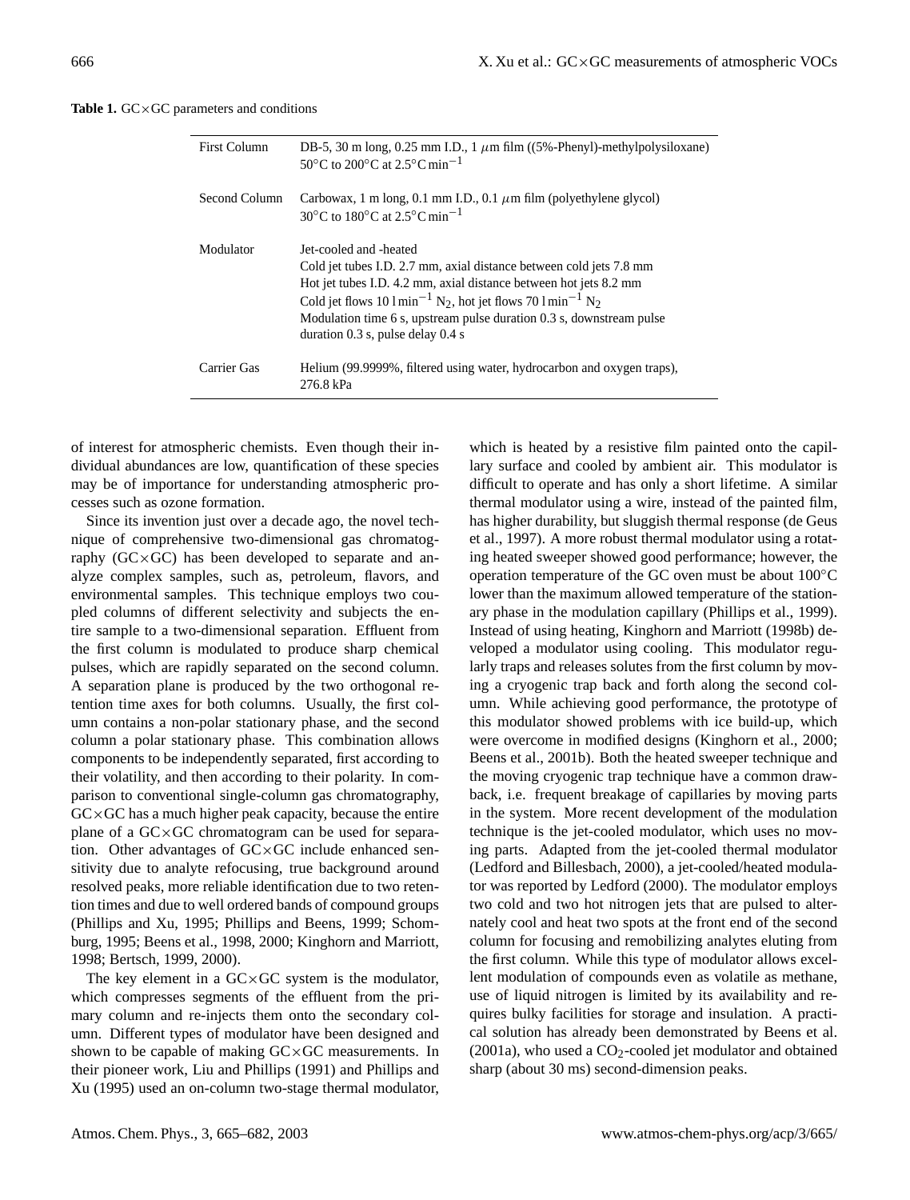**Table 1.** GC×GC parameters and conditions

| | |
|---|---|
| First Column | DB-5, 30 m long, 0.25 mm I.D., 1 $\mu$m film ((5%-Phenyl)-methylpolysiloxane)<br>50°C to 200°C at 2.5°C $\text{min}^{-1}$ |
| Second Column | Carbowax, 1 m long, 0.1 mm I.D., 0.1 $\mu$m film (polyethylene glycol)<br>30°C to 180°C at 2.5°C $\text{min}^{-1}$ |
| Modulator | Jet-cooled and -heated<br>Cold jet tubes I.D. 2.7 mm, axial distance between cold jets 7.8 mm<br>Hot jet tubes I.D. 4.2 mm, axial distance between hot jets 8.2 mm<br>Cold jet flows 10 l $\text{min}^{-1}$ $N_2$, hot jet flows 70 l $\text{min}^{-1}$ $N_2$<br>Modulation time 6 s, upstream pulse duration 0.3 s, downstream pulse duration 0.3 s, pulse delay 0.4 s |
| Carrier Gas | Helium (99.9999%, filtered using water, hydrocarbon and oxygen traps), 276.8 kPa |

of interest for atmospheric chemists. Even though their individual abundances are low, quantification of these species may be of importance for understanding atmospheric processes such as ozone formation.

Since its invention just over a decade ago, the novel technique of comprehensive two-dimensional gas chromatography (GC×GC) has been developed to separate and analyze complex samples, such as, petroleum, flavors, and environmental samples. This technique employs two coupled columns of different selectivity and subjects the entire sample to a two-dimensional separation. Effluent from the first column is modulated to produce sharp chemical pulses, which are rapidly separated on the second column. A separation plane is produced by the two orthogonal retention time axes for both columns. Usually, the first column contains a non-polar stationary phase, and the second column a polar stationary phase. This combination allows components to be independently separated, first according to their volatility, and then according to their polarity. In comparison to conventional single-column gas chromatography, GC×GC has a much higher peak capacity, because the entire plane of a GC×GC chromatogram can be used for separation. Other advantages of GC×GC include enhanced sensitivity due to analyte refocusing, true background around resolved peaks, more reliable identification due to two retention times and due to well ordered bands of compound groups (Phillips and Xu, 1995; Phillips and Beens, 1999; Schomburg, 1995; Beens et al., 1998, 2000; Kinghorn and Marriott, 1998; Bertsch, 1999, 2000).

The key element in a GC×GC system is the modulator, which compresses segments of the effluent from the primary column and re-injects them onto the secondary column. Different types of modulator have been designed and shown to be capable of making GC×GC measurements. In their pioneer work, Liu and Phillips (1991) and Phillips and Xu (1995) used an on-column two-stage thermal modulator, which is heated by a resistive film painted onto the capillary surface and cooled by ambient air. This modulator is difficult to operate and has only a short lifetime. A similar thermal modulator using a wire, instead of the painted film, has higher durability, but sluggish thermal response (de Geus et al., 1997). A more robust thermal modulator using a rotating heated sweeper showed good performance; however, the operation temperature of the GC oven must be about 100°C lower than the maximum allowed temperature of the stationary phase in the modulation capillary (Phillips et al., 1999). Instead of using heating, Kinghorn and Marriott (1998b) developed a modulator using cooling. This modulator regularly traps and releases solutes from the first column by moving a cryogenic trap back and forth along the second column. While achieving good performance, the prototype of this modulator showed problems with ice build-up, which were overcome in modified designs (Kinghorn et al., 2000; Beens et al., 2001b). Both the heated sweeper technique and the moving cryogenic trap technique have a common drawback, i.e. frequent breakage of capillaries by moving parts in the system. More recent development of the modulation technique is the jet-cooled modulator, which uses no moving parts. Adapted from the jet-cooled thermal modulator (Ledford and Billesbach, 2000), a jet-cooled/heated modulator was reported by Ledford (2000). The modulator employs two cold and two hot nitrogen jets that are pulsed to alternately cool and heat two spots at the front end of the second column for focusing and remobilizing analytes eluting from the first column. While this type of modulator allows excellent modulation of compounds even as volatile as methane, use of liquid nitrogen is limited by its availability and requires bulky facilities for storage and insulation. A practical solution has already been demonstrated by Beens et al. (2001a), who used a $CO_2$-cooled jet modulator and obtained sharp (about 30 ms) second-dimension peaks.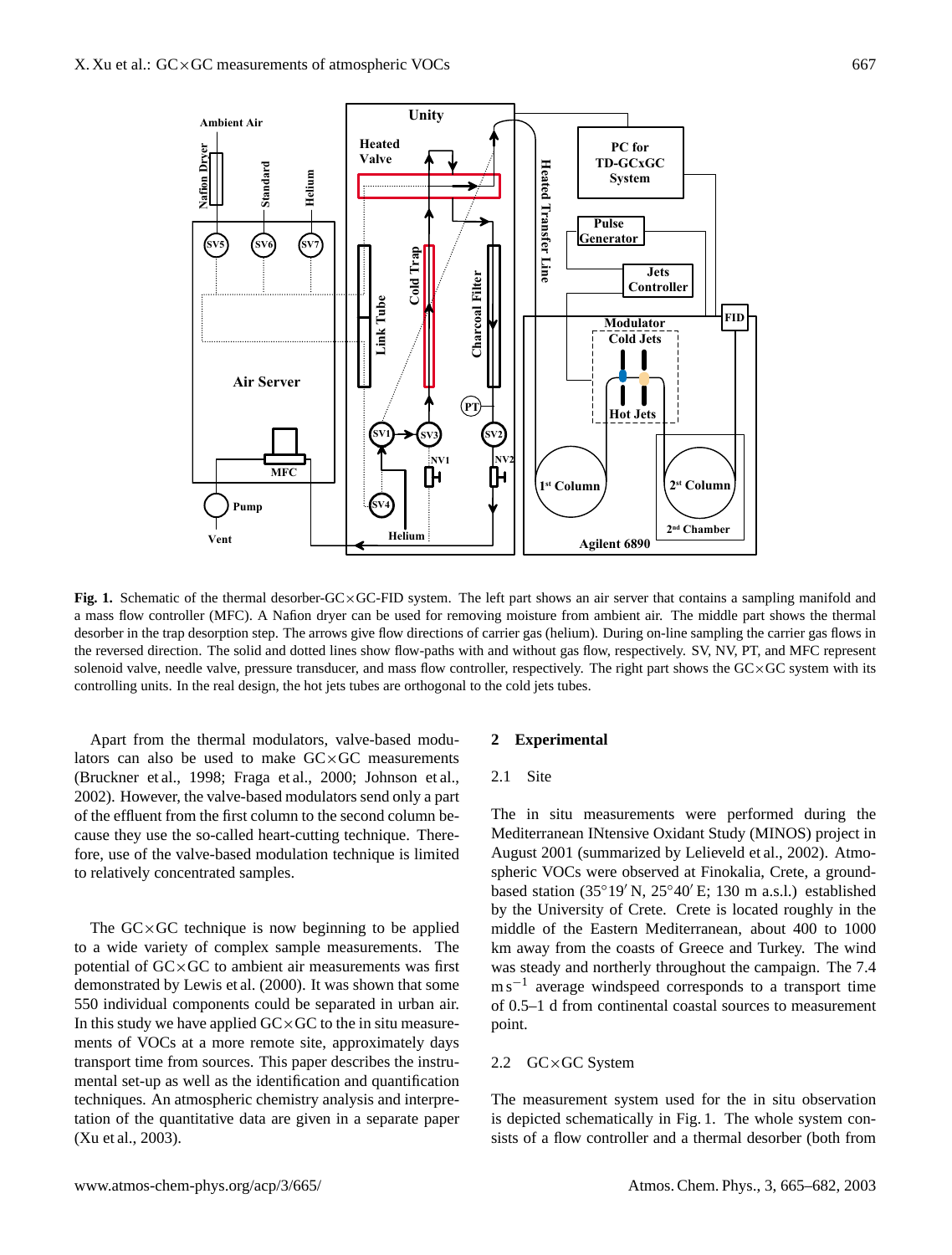**Fig. 1.** Schematic of the thermal desorber-GC×GC-FID system. The left part shows an air server that contains a sampling manifold and a mass flow controller (MFC). A Nafion dryer can be used for removing moisture from ambient air. The middle part shows the thermal desorber in the trap desorption step. The arrows give flow directions of carrier gas (helium). During on-line sampling the carrier gas flows in the reversed direction. The solid and dotted lines show flow-paths with and without gas flow, respectively. SV, NV, PT, and MFC represent solenoid valve, needle valve, pressure transducer, and mass flow controller, respectively. The right part shows the GC×GC system with its controlling units. In the real design, the hot jets tubes are orthogonal to the cold jets tubes.

Apart from the thermal modulators, valve-based modulators can also be used to make GC×GC measurements (Bruckner et al., 1998; Fraga et al., 2000; Johnson et al., 2002). However, the valve-based modulators send only a part of the effluent from the first column to the second column because they use the so-called heart-cutting technique. Therefore, use of the valve-based modulation technique is limited to relatively concentrated samples.

The GC×GC technique is now beginning to be applied to a wide variety of complex sample measurements. The potential of GC×GC to ambient air measurements was first demonstrated by Lewis et al. (2000). It was shown that some 550 individual components could be separated in urban air. In this study we have applied GC×GC to the in situ measurements of VOCs at a more remote site, approximately days transport time from sources. This paper describes the instrumental set-up as well as the identification and quantification techniques. An atmospheric chemistry analysis and interpretation of the quantitative data are given in a separate paper (Xu et al., 2003).

## 2 Experimental

### 2.1 Site

The in situ measurements were performed during the Mediterranean INtensive Oxidant Study (MINOS) project in August 2001 (summarized by Lelieveld et al., 2002). Atmospheric VOCs were observed at Finokalia, Crete, a ground-based station (35°19′ N, 25°40′ E; 130 m a.s.l.) established by the University of Crete. Crete is located roughly in the middle of the Eastern Mediterranean, about 400 to 1000 km away from the coasts of Greece and Turkey. The wind was steady and northerly throughout the campaign. The 7.4 $m\,s^{-1}$ average windspeed corresponds to a transport time of 0.5–1 d from continental coastal sources to measurement point.

### 2.2 GC×GC System

The measurement system used for the in situ observation is depicted schematically in Fig. 1. The whole system consists of a flow controller and a thermal desorber (both from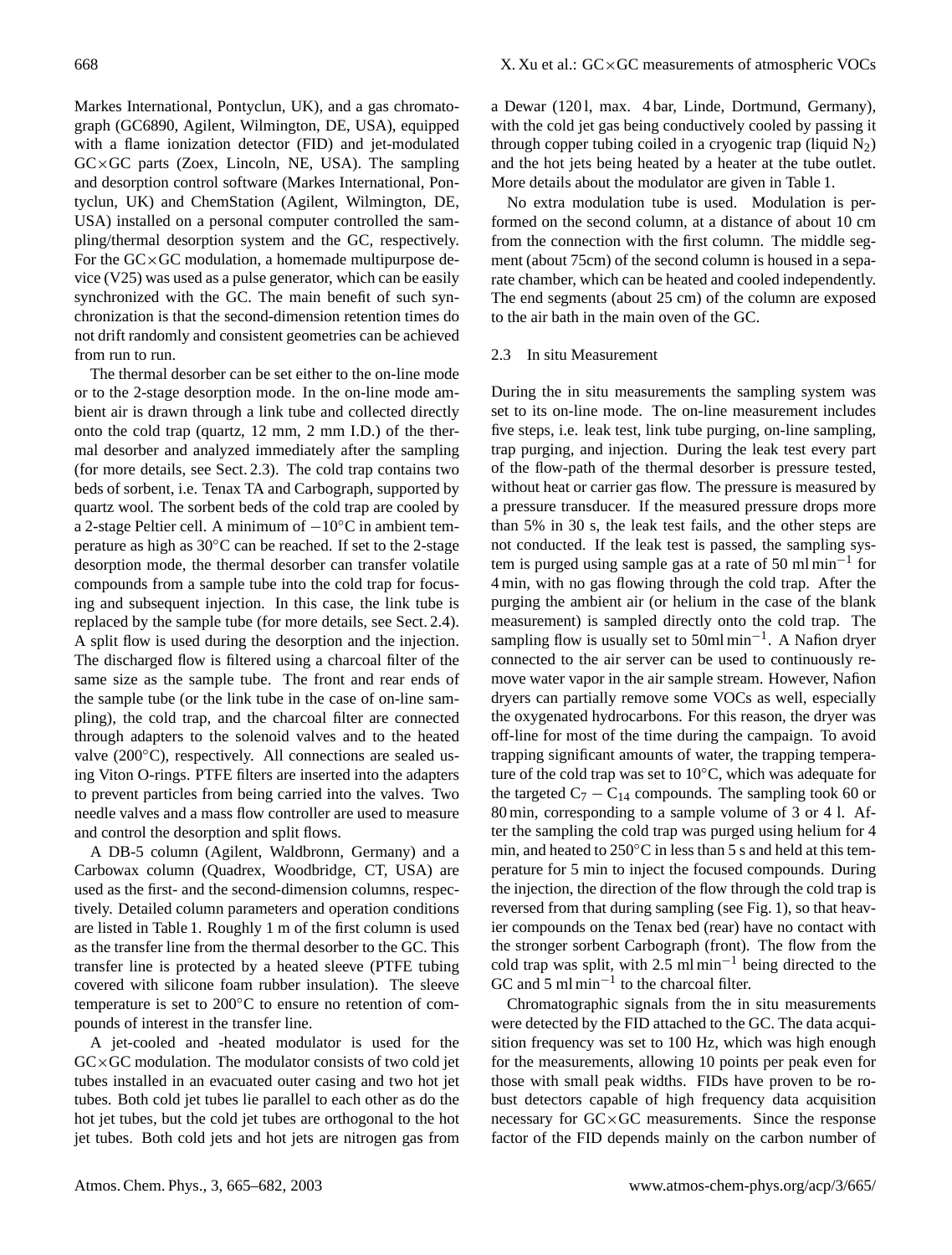Markes International, Pontyclun, UK), and a gas chromatograph (GC6890, Agilent, Wilmington, DE, USA), equipped with a flame ionization detector (FID) and jet-modulated GC×GC parts (Zoex, Lincoln, NE, USA). The sampling and desorption control software (Markes International, Pontyclun, UK) and ChemStation (Agilent, Wilmington, DE, USA) installed on a personal computer controlled the sampling/thermal desorption system and the GC, respectively. For the GC×GC modulation, a homemade multipurpose device (V25) was used as a pulse generator, which can be easily synchronized with the GC. The main benefit of such synchronization is that the second-dimension retention times do not drift randomly and consistent geometries can be achieved from run to run.

The thermal desorber can be set either to the on-line mode or to the 2-stage desorption mode. In the on-line mode ambient air is drawn through a link tube and collected directly onto the cold trap (quartz, 12 mm, 2 mm I.D.) of the thermal desorber and analyzed immediately after the sampling (for more details, see Sect. 2.3). The cold trap contains two beds of sorbent, i.e. Tenax TA and Carbograph, supported by quartz wool. The sorbent beds of the cold trap are cooled by a 2-stage Peltier cell. A minimum of −10°C in ambient temperature as high as 30°C can be reached. If set to the 2-stage desorption mode, the thermal desorber can transfer volatile compounds from a sample tube into the cold trap for focusing and subsequent injection. In this case, the link tube is replaced by the sample tube (for more details, see Sect. 2.4). A split flow is used during the desorption and the injection. The discharged flow is filtered using a charcoal filter of the same size as the sample tube. The front and rear ends of the sample tube (or the link tube in the case of on-line sampling), the cold trap, and the charcoal filter are connected through adapters to the solenoid valves and to the heated valve (200°C), respectively. All connections are sealed using Viton O-rings. PTFE filters are inserted into the adapters to prevent particles from being carried into the valves. Two needle valves and a mass flow controller are used to measure and control the desorption and split flows.

A DB-5 column (Agilent, Waldbronn, Germany) and a Carbowax column (Quadrex, Woodbridge, CT, USA) are used as the first- and the second-dimension columns, respectively. Detailed column parameters and operation conditions are listed in Table 1. Roughly 1 m of the first column is used as the transfer line from the thermal desorber to the GC. This transfer line is protected by a heated sleeve (PTFE tubing covered with silicone foam rubber insulation). The sleeve temperature is set to 200°C to ensure no retention of compounds of interest in the transfer line.

A jet-cooled and -heated modulator is used for the GC×GC modulation. The modulator consists of two cold jet tubes installed in an evacuated outer casing and two hot jet tubes. Both cold jet tubes lie parallel to each other as do the hot jet tubes, but the cold jet tubes are orthogonal to the hot jet tubes. Both cold jets and hot jets are nitrogen gas from a Dewar (120 l, max. 4 bar, Linde, Dortmund, Germany), with the cold jet gas being conductively cooled by passing it through copper tubing coiled in a cryogenic trap (liquid $N_2$) and the hot jets being heated by a heater at the tube outlet. More details about the modulator are given in Table 1.

No extra modulation tube is used. Modulation is performed on the second column, at a distance of about 10 cm from the connection with the first column. The middle segment (about 75cm) of the second column is housed in a separate chamber, which can be heated and cooled independently. The end segments (about 25 cm) of the column are exposed to the air bath in the main oven of the GC.

### 2.3 In situ Measurement

During the in situ measurements the sampling system was set to its on-line mode. The on-line measurement includes five steps, i.e. leak test, link tube purging, on-line sampling, trap purging, and injection. During the leak test every part of the flow-path of the thermal desorber is pressure tested, without heat or carrier gas flow. The pressure is measured by a pressure transducer. If the measured pressure drops more than 5% in 30 s, the leak test fails, and the other steps are not conducted. If the leak test is passed, the sampling system is purged using sample gas at a rate of 50 ml $min^{-1}$ for 4 min, with no gas flowing through the cold trap. After the purging the ambient air (or helium in the case of the blank measurement) is sampled directly onto the cold trap. The sampling flow is usually set to 50ml $min^{-1}$. A Nafion dryer connected to the air server can be used to continuously remove water vapor in the air sample stream. However, Nafion dryers can partially remove some VOCs as well, especially the oxygenated hydrocarbons. For this reason, the dryer was off-line for most of the time during the campaign. To avoid trapping significant amounts of water, the trapping temperature of the cold trap was set to 10°C, which was adequate for the targeted $C_7 - C_{14}$ compounds. The sampling took 60 or 80 min, corresponding to a sample volume of 3 or 4 l. After the sampling the cold trap was purged using helium for 4 min, and heated to 250°C in less than 5 s and held at this temperature for 5 min to inject the focused compounds. During the injection, the direction of the flow through the cold trap is reversed from that during sampling (see Fig. 1), so that heavier compounds on the Tenax bed (rear) have no contact with the stronger sorbent Carbograph (front). The flow from the cold trap was split, with 2.5 ml $min^{-1}$ being directed to the GC and 5 ml $min^{-1}$ to the charcoal filter.

Chromatographic signals from the in situ measurements were detected by the FID attached to the GC. The data acquisition frequency was set to 100 Hz, which was high enough for the measurements, allowing 10 points per peak even for those with small peak widths. FIDs have proven to be robust detectors capable of high frequency data acquisition necessary for GC×GC measurements. Since the response factor of the FID depends mainly on the carbon number of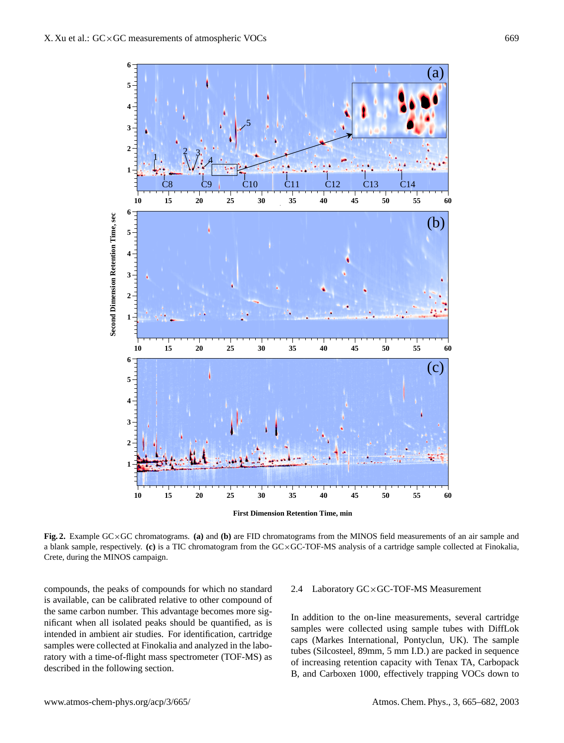Fig. 2. Example GC×GC chromatograms. **(a)** and **(b)** are FID chromatograms from the MINOS field measurements of an air sample and a blank sample, respectively. **(c)** is a TIC chromatogram from the GC×GC-TOF-MS analysis of a cartridge sample collected at Finokalia, Crete, during the MINOS campaign.

compounds, the peaks of compounds for which no standard is available, can be calibrated relative to other compound of the same carbon number. This advantage becomes more significant when all isolated peaks should be quantified, as is intended in ambient air studies. For identification, cartridge samples were collected at Finokalia and analyzed in the laboratory with a time-of-flight mass spectrometer (TOF-MS) as described in the following section.

### 2.4 Laboratory GC×GC-TOF-MS Measurement

In addition to the on-line measurements, several cartridge samples were collected using sample tubes with DiffLok caps (Markes International, Pontyclun, UK). The sample tubes (Silcosteel, 89mm, 5 mm I.D.) are packed in sequence of increasing retention capacity with Tenax TA, Carbopack B, and Carboxen 1000, effectively trapping VOCs down to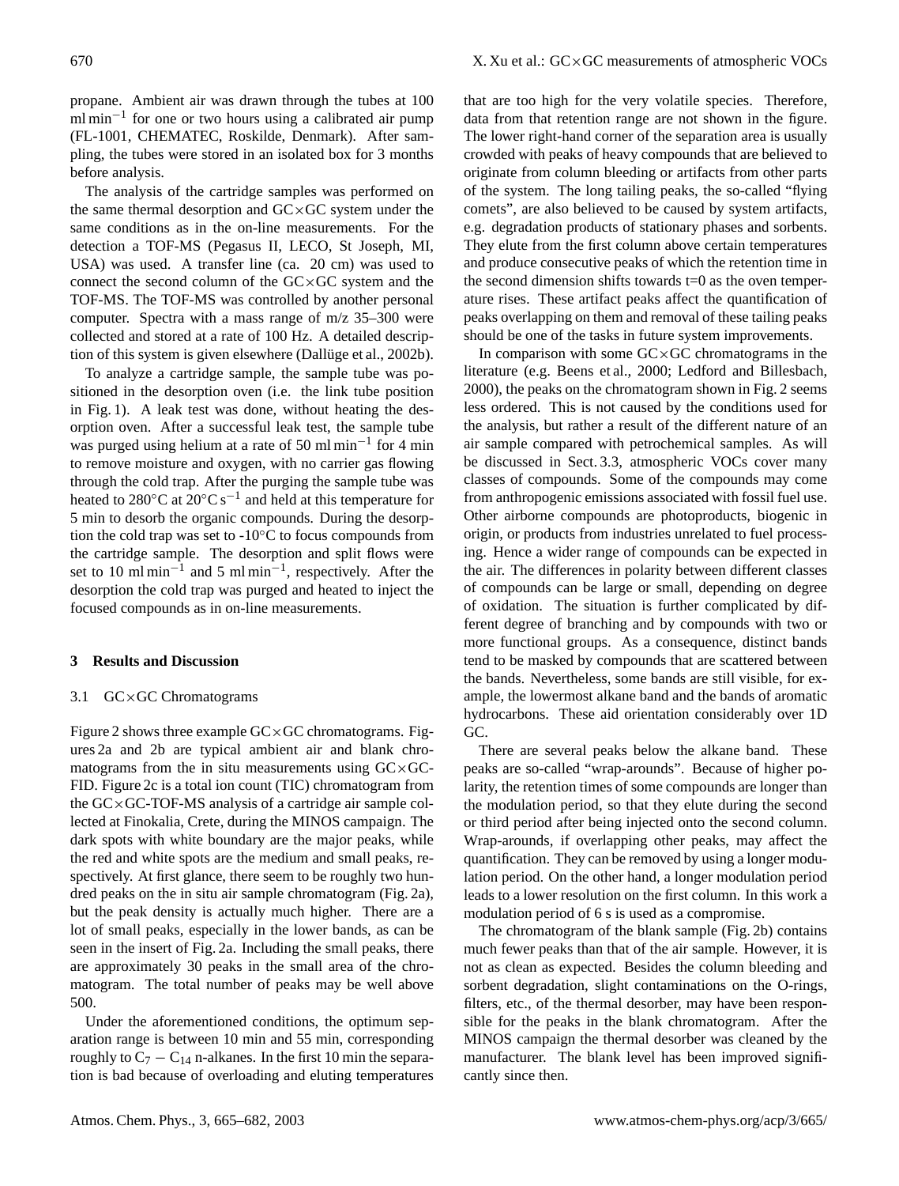propane. Ambient air was drawn through the tubes at 100 ml min$^{-1}$ for one or two hours using a calibrated air pump (FL-1001, CHEMATEC, Roskilde, Denmark). After sampling, the tubes were stored in an isolated box for 3 months before analysis.

The analysis of the cartridge samples was performed on the same thermal desorption and GC×GC system under the same conditions as in the on-line measurements. For the detection a TOF-MS (Pegasus II, LECO, St Joseph, MI, USA) was used. A transfer line (ca. 20 cm) was used to connect the second column of the GC×GC system and the TOF-MS. The TOF-MS was controlled by another personal computer. Spectra with a mass range of m/z 35–300 were collected and stored at a rate of 100 Hz. A detailed description of this system is given elsewhere (Dallüge et al., 2002b).

To analyze a cartridge sample, the sample tube was positioned in the desorption oven (i.e. the link tube position in Fig. 1). A leak test was done, without heating the desorption oven. After a successful leak test, the sample tube was purged using helium at a rate of 50 ml min$^{-1}$ for 4 min to remove moisture and oxygen, with no carrier gas flowing through the cold trap. After the purging the sample tube was heated to 280°C at 20°C s$^{-1}$ and held at this temperature for 5 min to desorb the organic compounds. During the desorption the cold trap was set to -10°C to focus compounds from the cartridge sample. The desorption and split flows were set to 10 ml min$^{-1}$ and 5 ml min$^{-1}$, respectively. After the desorption the cold trap was purged and heated to inject the focused compounds as in on-line measurements.

## 3 Results and Discussion

### 3.1 GC×GC Chromatograms

Figure 2 shows three example GC×GC chromatograms. Figures 2a and 2b are typical ambient air and blank chromatograms from the in situ measurements using GC×GC-FID. Figure 2c is a total ion count (TIC) chromatogram from the GC×GC-TOF-MS analysis of a cartridge air sample collected at Finokalia, Crete, during the MINOS campaign. The dark spots with white boundary are the major peaks, while the red and white spots are the medium and small peaks, respectively. At first glance, there seem to be roughly two hundred peaks on the in situ air sample chromatogram (Fig. 2a), but the peak density is actually much higher. There are a lot of small peaks, especially in the lower bands, as can be seen in the insert of Fig. 2a. Including the small peaks, there are approximately 30 peaks in the small area of the chromatogram. The total number of peaks may be well above 500.

Under the aforementioned conditions, the optimum separation range is between 10 min and 55 min, corresponding roughly to $C_7 - C_{14}$ n-alkanes. In the first 10 min the separation is bad because of overloading and eluting temperatures that are too high for the very volatile species. Therefore, data from that retention range are not shown in the figure. The lower right-hand corner of the separation area is usually crowded with peaks of heavy compounds that are believed to originate from column bleeding or artifacts from other parts of the system. The long tailing peaks, the so-called "flying comets", are also believed to be caused by system artifacts, e.g. degradation products of stationary phases and sorbents. They elute from the first column above certain temperatures and produce consecutive peaks of which the retention time in the second dimension shifts towards t=0 as the oven temperature rises. These artifact peaks affect the quantification of peaks overlapping on them and removal of these tailing peaks should be one of the tasks in future system improvements.

In comparison with some GC×GC chromatograms in the literature (e.g. Beens et al., 2000; Ledford and Billesbach, 2000), the peaks on the chromatogram shown in Fig. 2 seems less ordered. This is not caused by the conditions used for the analysis, but rather a result of the different nature of an air sample compared with petrochemical samples. As will be discussed in Sect. 3.3, atmospheric VOCs cover many classes of compounds. Some of the compounds may come from anthropogenic emissions associated with fossil fuel use. Other airborne compounds are photoproducts, biogenic in origin, or products from industries unrelated to fuel processing. Hence a wider range of compounds can be expected in the air. The differences in polarity between different classes of compounds can be large or small, depending on degree of oxidation. The situation is further complicated by different degree of branching and by compounds with two or more functional groups. As a consequence, distinct bands tend to be masked by compounds that are scattered between the bands. Nevertheless, some bands are still visible, for example, the lowermost alkane band and the bands of aromatic hydrocarbons. These aid orientation considerably over 1D GC.

There are several peaks below the alkane band. These peaks are so-called "wrap-arounds". Because of higher polarity, the retention times of some compounds are longer than the modulation period, so that they elute during the second or third period after being injected onto the second column. Wrap-arounds, if overlapping other peaks, may affect the quantification. They can be removed by using a longer modulation period. On the other hand, a longer modulation period leads to a lower resolution on the first column. In this work a modulation period of 6 s is used as a compromise.

The chromatogram of the blank sample (Fig. 2b) contains much fewer peaks than that of the air sample. However, it is not as clean as expected. Besides the column bleeding and sorbent degradation, slight contaminations on the O-rings, filters, etc., of the thermal desorber, may have been responsible for the peaks in the blank chromatogram. After the MINOS campaign the thermal desorber was cleaned by the manufacturer. The blank level has been improved significantly since then.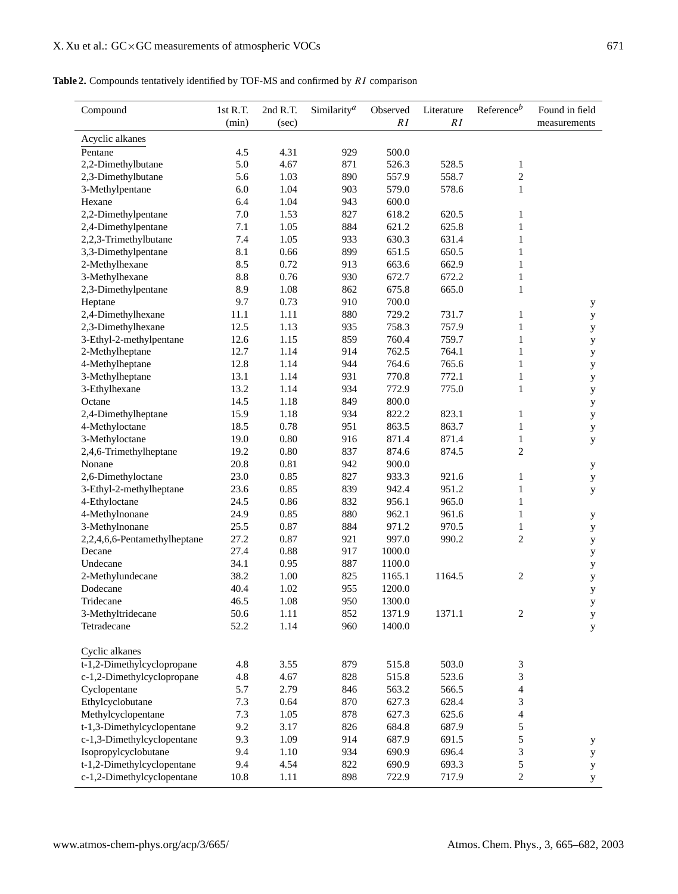**Table 2.** Compounds tentatively identified by TOF-MS and confirmed by $RI$ comparison

| Compound | 1st R.T. (min) | 2nd R.T. (sec) | Similarity[a] | Observed $RI$ | Literature $RI$ | Reference[b] | Found in field measurements |
|---|---|---|---|---|---|---|---|
| Acyclic alkanes | | | | | | | |
| Pentane | 4.5 | 4.31 | 929 | 500.0 | | | |
| 2,2-Dimethylbutane | 5.0 | 4.67 | 871 | 526.3 | 528.5 | 1 | |
| 2,3-Dimethylbutane | 5.6 | 1.03 | 890 | 557.9 | 558.7 | 2 | |
| 3-Methylpentane | 6.0 | 1.04 | 903 | 579.0 | 578.6 | 1 | |
| Hexane | 6.4 | 1.04 | 943 | 600.0 | | | |
| 2,2-Dimethylpentane | 7.0 | 1.53 | 827 | 618.2 | 620.5 | 1 | |
| 2,4-Dimethylpentane | 7.1 | 1.05 | 884 | 621.2 | 625.8 | 1 | |
| 2,2,3-Trimethylbutane | 7.4 | 1.05 | 933 | 630.3 | 631.4 | 1 | |
| 3,3-Dimethylpentane | 8.1 | 0.66 | 899 | 651.5 | 650.5 | 1 | |
| 2-Methylhexane | 8.5 | 0.72 | 913 | 663.6 | 662.9 | 1 | |
| 3-Methylhexane | 8.8 | 0.76 | 930 | 672.7 | 672.2 | 1 | |
| 2,3-Dimethylpentane | 8.9 | 1.08 | 862 | 675.8 | 665.0 | 1 | |
| Heptane | 9.7 | 0.73 | 910 | 700.0 | | | y |
| 2,4-Dimethylhexane | 11.1 | 1.11 | 880 | 729.2 | 731.7 | 1 | y |
| 2,3-Dimethylhexane | 12.5 | 1.13 | 935 | 758.3 | 757.9 | 1 | y |
| 3-Ethyl-2-methylpentane | 12.6 | 1.15 | 859 | 760.4 | 759.7 | 1 | y |
| 2-Methylheptane | 12.7 | 1.14 | 914 | 762.5 | 764.1 | 1 | y |
| 4-Methylheptane | 12.8 | 1.14 | 944 | 764.6 | 765.6 | 1 | y |
| 3-Methylheptane | 13.1 | 1.14 | 931 | 770.8 | 772.1 | 1 | y |
| 3-Ethylhexane | 13.2 | 1.14 | 934 | 772.9 | 775.0 | 1 | y |
| Octane | 14.5 | 1.18 | 849 | 800.0 | | | y |
| 2,4-Dimethylheptane | 15.9 | 1.18 | 934 | 822.2 | 823.1 | 1 | y |
| 4-Methyloctane | 18.5 | 0.78 | 951 | 863.5 | 863.7 | 1 | y |
| 3-Methyloctane | 19.0 | 0.80 | 916 | 871.4 | 871.4 | 1 | y |
| 2,4,6-Trimethylheptane | 19.2 | 0.80 | 837 | 874.6 | 874.5 | 2 | |
| Nonane | 20.8 | 0.81 | 942 | 900.0 | | | y |
| 2,6-Dimethyloctane | 23.0 | 0.85 | 827 | 933.3 | 921.6 | 1 | y |
| 3-Ethyl-2-methylheptane | 23.6 | 0.85 | 839 | 942.4 | 951.2 | 1 | y |
| 4-Ethyloctane | 24.5 | 0.86 | 832 | 956.1 | 965.0 | 1 | |
| 4-Methylnonane | 24.9 | 0.85 | 880 | 962.1 | 961.6 | 1 | y |
| 3-Methylnonane | 25.5 | 0.87 | 884 | 971.2 | 970.5 | 1 | y |
| 2,2,4,6,6-Pentamethylheptane | 27.2 | 0.87 | 921 | 997.0 | 990.2 | 2 | y |
| Decane | 27.4 | 0.88 | 917 | 1000.0 | | | y |
| Undecane | 34.1 | 0.95 | 887 | 1100.0 | | | y |
| 2-Methylundecane | 38.2 | 1.00 | 825 | 1165.1 | 1164.5 | 2 | y |
| Dodecane | 40.4 | 1.02 | 955 | 1200.0 | | | y |
| Tridecane | 46.5 | 1.08 | 950 | 1300.0 | | | y |
| 3-Methyltridecane | 50.6 | 1.11 | 852 | 1371.9 | 1371.1 | 2 | y |
| Tetradecane | 52.2 | 1.14 | 960 | 1400.0 | | | y |
| Cyclic alkanes | | | | | | | |
| t-1,2-Dimethylcyclopropane | 4.8 | 3.55 | 879 | 515.8 | 503.0 | 3 | |
| c-1,2-Dimethylcyclopropane | 4.8 | 4.67 | 828 | 515.8 | 523.6 | 3 | |
| Cyclopentane | 5.7 | 2.79 | 846 | 563.2 | 566.5 | 4 | |
| Ethylcyclobutane | 7.3 | 0.64 | 870 | 627.3 | 628.4 | 3 | |
| Methylcyclopentane | 7.3 | 1.05 | 878 | 627.3 | 625.6 | 4 | |
| t-1,3-Dimethylcyclopentane | 9.2 | 3.17 | 826 | 684.8 | 687.9 | 5 | |
| c-1,3-Dimethylcyclopentane | 9.3 | 1.09 | 914 | 687.9 | 691.5 | 5 | y |
| Isopropylcyclobutane | 9.4 | 1.10 | 934 | 690.9 | 696.4 | 3 | y |
| t-1,2-Dimethylcyclopentane | 9.4 | 4.54 | 822 | 690.9 | 693.3 | 5 | y |
| c-1,2-Dimethylcyclopentane | 10.8 | 1.11 | 898 | 722.9 | 717.9 | 2 | y |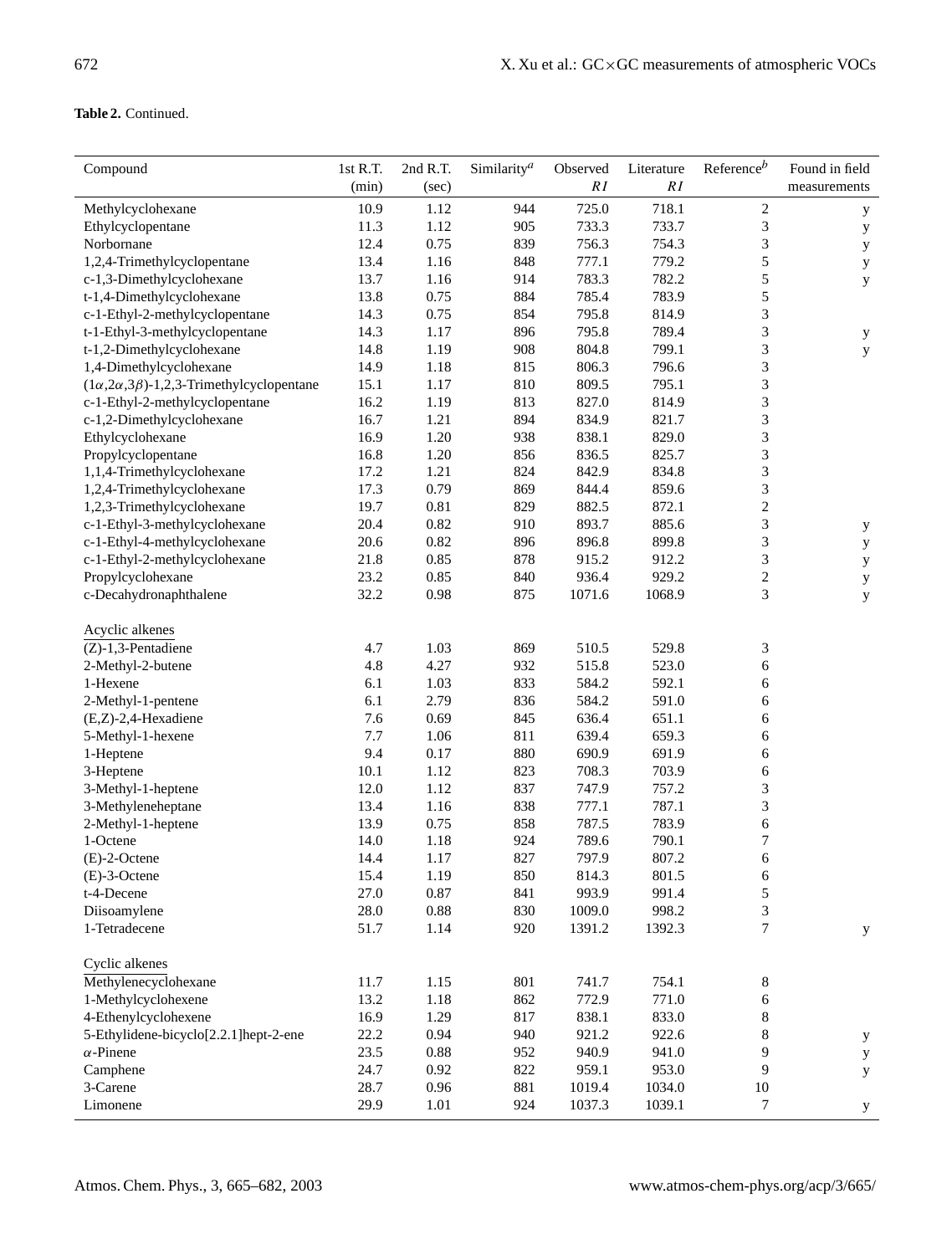**Table 2.** Continued.

| Compound | 1st R.T. (min) | 2nd R.T. (sec) | Similarity[a] | Observed *RI* | Literature *RI* | Reference[b] | Found in field measurements |
|---|---|---|---|---|---|---|---|
| Methylcyclohexane | 10.9 | 1.12 | 944 | 725.0 | 718.1 | 2 | y |
| Ethylcyclopentane | 11.3 | 1.12 | 905 | 733.3 | 733.7 | 3 | y |
| Norbornane | 12.4 | 0.75 | 839 | 756.3 | 754.3 | 3 | y |
| 1,2,4-Trimethylcyclopentane | 13.4 | 1.16 | 848 | 777.1 | 779.2 | 5 | y |
| c-1,3-Dimethylcyclohexane | 13.7 | 1.16 | 914 | 783.3 | 782.2 | 5 | y |
| t-1,4-Dimethylcyclohexane | 13.8 | 0.75 | 884 | 785.4 | 783.9 | 5 | |
| c-1-Ethyl-2-methylcyclopentane | 14.3 | 0.75 | 854 | 795.8 | 814.9 | 3 | |
| t-1-Ethyl-3-methylcyclopentane | 14.3 | 1.17 | 896 | 795.8 | 789.4 | 3 | y |
| t-1,2-Dimethylcyclohexane | 14.8 | 1.19 | 908 | 804.8 | 799.1 | 3 | y |
| 1,4-Dimethylcyclohexane | 14.9 | 1.18 | 815 | 806.3 | 796.6 | 3 | |
| $(1\alpha,2\alpha,3\beta)$-1,2,3-Trimethylcyclopentane | 15.1 | 1.17 | 810 | 809.5 | 795.1 | 3 | |
| c-1-Ethyl-2-methylcyclopentane | 16.2 | 1.19 | 813 | 827.0 | 814.9 | 3 | |
| c-1,2-Dimethylcyclohexane | 16.7 | 1.21 | 894 | 834.9 | 821.7 | 3 | |
| Ethylcyclohexane | 16.9 | 1.20 | 938 | 838.1 | 829.0 | 3 | |
| Propylcyclopentane | 16.8 | 1.20 | 856 | 836.5 | 825.7 | 3 | |
| 1,1,4-Trimethylcyclohexane | 17.2 | 1.21 | 824 | 842.9 | 834.8 | 3 | |
| 1,2,4-Trimethylcyclohexane | 17.3 | 0.79 | 869 | 844.4 | 859.6 | 3 | |
| 1,2,3-Trimethylcyclohexane | 19.7 | 0.81 | 829 | 882.5 | 872.1 | 2 | |
| c-1-Ethyl-3-methylcyclohexane | 20.4 | 0.82 | 910 | 893.7 | 885.6 | 3 | y |
| c-1-Ethyl-4-methylcyclohexane | 20.6 | 0.82 | 896 | 896.8 | 899.8 | 3 | y |
| c-1-Ethyl-2-methylcyclohexane | 21.8 | 0.85 | 878 | 915.2 | 912.2 | 3 | y |
| Propylcyclohexane | 23.2 | 0.85 | 840 | 936.4 | 929.2 | 2 | y |
| c-Decahydronaphthalene | 32.2 | 0.98 | 875 | 1071.6 | 1068.9 | 3 | y |
| Acyclic alkenes | | | | | | | |
| (Z)-1,3-Pentadiene | 4.7 | 1.03 | 869 | 510.5 | 529.8 | 3 | |
| 2-Methyl-2-butene | 4.8 | 4.27 | 932 | 515.8 | 523.0 | 6 | |
| 1-Hexene | 6.1 | 1.03 | 833 | 584.2 | 592.1 | 6 | |
| 2-Methyl-1-pentene | 6.1 | 2.79 | 836 | 584.2 | 591.0 | 6 | |
| (E,Z)-2,4-Hexadiene | 7.6 | 0.69 | 845 | 636.4 | 651.1 | 6 | |
| 5-Methyl-1-hexene | 7.7 | 1.06 | 811 | 639.4 | 659.3 | 6 | |
| 1-Heptene | 9.4 | 0.17 | 880 | 690.9 | 691.9 | 6 | |
| 3-Heptene | 10.1 | 1.12 | 823 | 708.3 | 703.9 | 6 | |
| 3-Methyl-1-heptene | 12.0 | 1.12 | 837 | 747.9 | 757.2 | 3 | |
| 3-Methyleneheptane | 13.4 | 1.16 | 838 | 777.1 | 787.1 | 3 | |
| 2-Methyl-1-heptene | 13.9 | 0.75 | 858 | 787.5 | 783.9 | 6 | |
| 1-Octene | 14.0 | 1.18 | 924 | 789.6 | 790.1 | 7 | |
| (E)-2-Octene | 14.4 | 1.17 | 827 | 797.9 | 807.2 | 6 | |
| (E)-3-Octene | 15.4 | 1.19 | 850 | 814.3 | 801.5 | 6 | |
| t-4-Decene | 27.0 | 0.87 | 841 | 993.9 | 991.4 | 5 | |
| Diisoamylene | 28.0 | 0.88 | 830 | 1009.0 | 998.2 | 3 | |
| 1-Tetradecene | 51.7 | 1.14 | 920 | 1391.2 | 1392.3 | 7 | y |
| Cyclic alkenes | | | | | | | |
| Methylenecyclohexane | 11.7 | 1.15 | 801 | 741.7 | 754.1 | 8 | |
| 1-Methylcyclohexene | 13.2 | 1.18 | 862 | 772.9 | 771.0 | 6 | |
| 4-Ethenylcyclohexene | 16.9 | 1.29 | 817 | 838.1 | 833.0 | 8 | |
| 5-Ethylidene-bicyclo[2.2.1]hept-2-ene | 22.2 | 0.94 | 940 | 921.2 | 922.6 | 8 | y |
| $\alpha$-Pinene | 23.5 | 0.88 | 952 | 940.9 | 941.0 | 9 | y |
| Camphene | 24.7 | 0.92 | 822 | 959.1 | 953.0 | 9 | y |
| 3-Carene | 28.7 | 0.96 | 881 | 1019.4 | 1034.0 | 10 | |
| Limonene | 29.9 | 1.01 | 924 | 1037.3 | 1039.1 | 7 | y |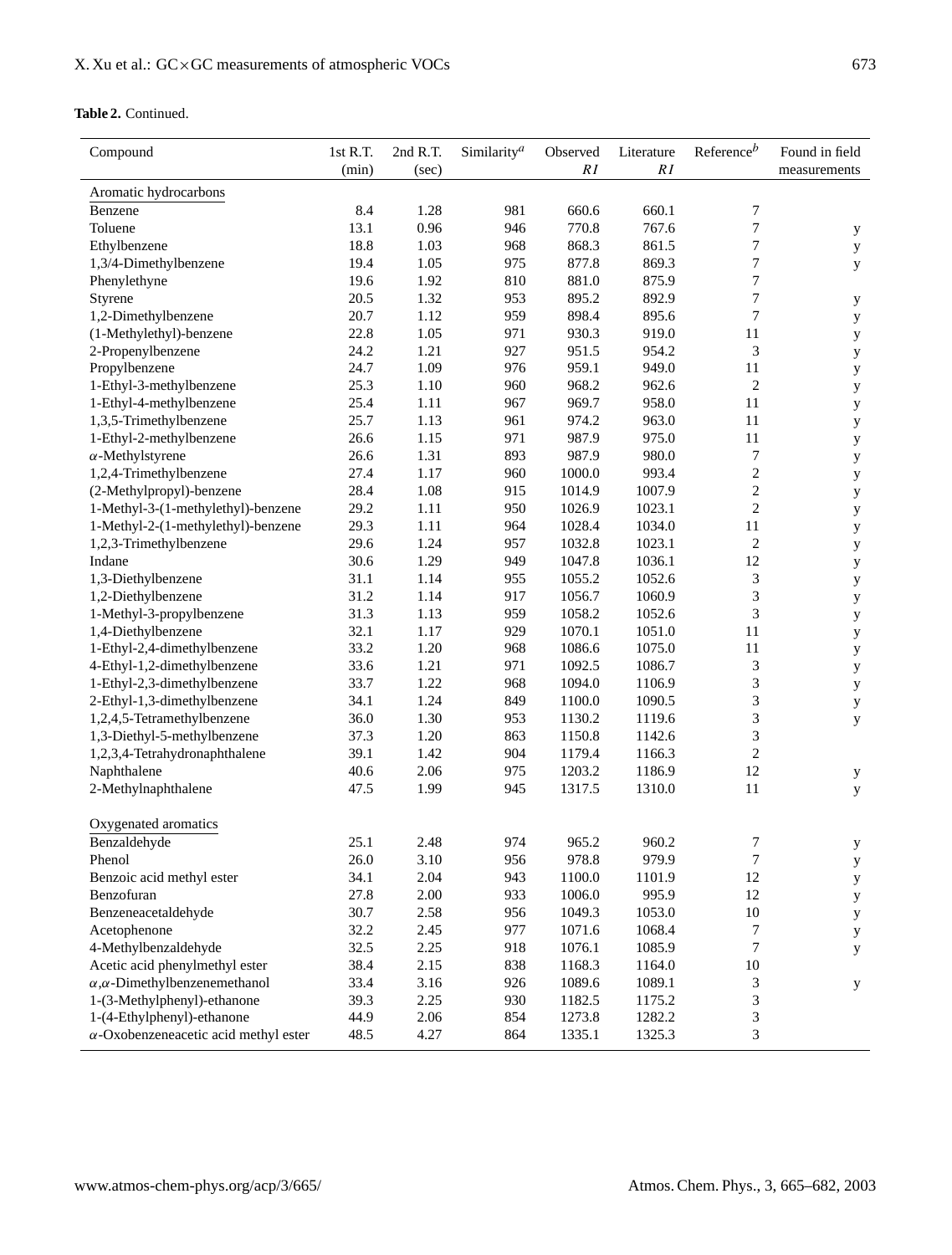**Table 2.** Continued.

| Compound | 1st R.T. (min) | 2nd R.T. (sec) | Similarity[a] | Observed *RI* | Literature *RI* | Reference[b] | Found in field measurements |
|---|---|---|---|---|---|---|---|
| Aromatic hydrocarbons | | | | | | | |
| Benzene | 8.4 | 1.28 | 981 | 660.6 | 660.1 | 7 | |
| Toluene | 13.1 | 0.96 | 946 | 770.8 | 767.6 | 7 | y |
| Ethylbenzene | 18.8 | 1.03 | 968 | 868.3 | 861.5 | 7 | y |
| 1,3/4-Dimethylbenzene | 19.4 | 1.05 | 975 | 877.8 | 869.3 | 7 | y |
| Phenylethyne | 19.6 | 1.92 | 810 | 881.0 | 875.9 | 7 | |
| Styrene | 20.5 | 1.32 | 953 | 895.2 | 892.9 | 7 | y |
| 1,2-Dimethylbenzene | 20.7 | 1.12 | 959 | 898.4 | 895.6 | 7 | y |
| (1-Methylethyl)-benzene | 22.8 | 1.05 | 971 | 930.3 | 919.0 | 11 | y |
| 2-Propenylbenzene | 24.2 | 1.21 | 927 | 951.5 | 954.2 | 3 | y |
| Propylbenzene | 24.7 | 1.09 | 976 | 959.1 | 949.0 | 11 | y |
| 1-Ethyl-3-methylbenzene | 25.3 | 1.10 | 960 | 968.2 | 962.6 | 2 | y |
| 1-Ethyl-4-methylbenzene | 25.4 | 1.11 | 967 | 969.7 | 958.0 | 11 | y |
| 1,3,5-Trimethylbenzene | 25.7 | 1.13 | 961 | 974.2 | 963.0 | 11 | y |
| 1-Ethyl-2-methylbenzene | 26.6 | 1.15 | 971 | 987.9 | 975.0 | 11 | y |
| $\alpha$-Methylstyrene | 26.6 | 1.31 | 893 | 987.9 | 980.0 | 7 | y |
| 1,2,4-Trimethylbenzene | 27.4 | 1.17 | 960 | 1000.0 | 993.4 | 2 | y |
| (2-Methylpropyl)-benzene | 28.4 | 1.08 | 915 | 1014.9 | 1007.9 | 2 | y |
| 1-Methyl-3-(1-methylethyl)-benzene | 29.2 | 1.11 | 950 | 1026.9 | 1023.1 | 2 | y |
| 1-Methyl-2-(1-methylethyl)-benzene | 29.3 | 1.11 | 964 | 1028.4 | 1034.0 | 11 | y |
| 1,2,3-Trimethylbenzene | 29.6 | 1.24 | 957 | 1032.8 | 1023.1 | 2 | y |
| Indane | 30.6 | 1.29 | 949 | 1047.8 | 1036.1 | 12 | y |
| 1,3-Diethylbenzene | 31.1 | 1.14 | 955 | 1055.2 | 1052.6 | 3 | y |
| 1,2-Diethylbenzene | 31.2 | 1.14 | 917 | 1056.7 | 1060.9 | 3 | y |
| 1-Methyl-3-propylbenzene | 31.3 | 1.13 | 959 | 1058.2 | 1052.6 | 3 | y |
| 1,4-Diethylbenzene | 32.1 | 1.17 | 929 | 1070.1 | 1051.0 | 11 | y |
| 1-Ethyl-2,4-dimethylbenzene | 33.2 | 1.20 | 968 | 1086.6 | 1075.0 | 11 | y |
| 4-Ethyl-1,2-dimethylbenzene | 33.6 | 1.21 | 971 | 1092.5 | 1086.7 | 3 | y |
| 1-Ethyl-2,3-dimethylbenzene | 33.7 | 1.22 | 968 | 1094.0 | 1106.9 | 3 | y |
| 2-Ethyl-1,3-dimethylbenzene | 34.1 | 1.24 | 849 | 1100.0 | 1090.5 | 3 | y |
| 1,2,4,5-Tetramethylbenzene | 36.0 | 1.30 | 953 | 1130.2 | 1119.6 | 3 | y |
| 1,3-Diethyl-5-methylbenzene | 37.3 | 1.20 | 863 | 1150.8 | 1142.6 | 3 | |
| 1,2,3,4-Tetrahydronaphthalene | 39.1 | 1.42 | 904 | 1179.4 | 1166.3 | 2 | |
| Naphthalene | 40.6 | 2.06 | 975 | 1203.2 | 1186.9 | 12 | y |
| 2-Methylnaphthalene | 47.5 | 1.99 | 945 | 1317.5 | 1310.0 | 11 | y |
| Oxygenated aromatics | | | | | | | |
| Benzaldehyde | 25.1 | 2.48 | 974 | 965.2 | 960.2 | 7 | y |
| Phenol | 26.0 | 3.10 | 956 | 978.8 | 979.9 | 7 | y |
| Benzoic acid methyl ester | 34.1 | 2.04 | 943 | 1100.0 | 1101.9 | 12 | y |
| Benzofuran | 27.8 | 2.00 | 933 | 1006.0 | 995.9 | 12 | y |
| Benzeneacetaldehyde | 30.7 | 2.58 | 956 | 1049.3 | 1053.0 | 10 | y |
| Acetophenone | 32.2 | 2.45 | 977 | 1071.6 | 1068.4 | 7 | y |
| 4-Methylbenzaldehyde | 32.5 | 2.25 | 918 | 1076.1 | 1085.9 | 7 | y |
| Acetic acid phenylmethyl ester | 38.4 | 2.15 | 838 | 1168.3 | 1164.0 | 10 | |
| $\alpha$,$\alpha$-Dimethylbenzenemethanol | 33.4 | 3.16 | 926 | 1089.6 | 1089.1 | 3 | y |
| 1-(3-Methylphenyl)-ethanone | 39.3 | 2.25 | 930 | 1182.5 | 1175.2 | 3 | |
| 1-(4-Ethylphenyl)-ethanone | 44.9 | 2.06 | 854 | 1273.8 | 1282.2 | 3 | |
| $\alpha$-Oxobenzeneacetic acid methyl ester | 48.5 | 4.27 | 864 | 1335.1 | 1325.3 | 3 | |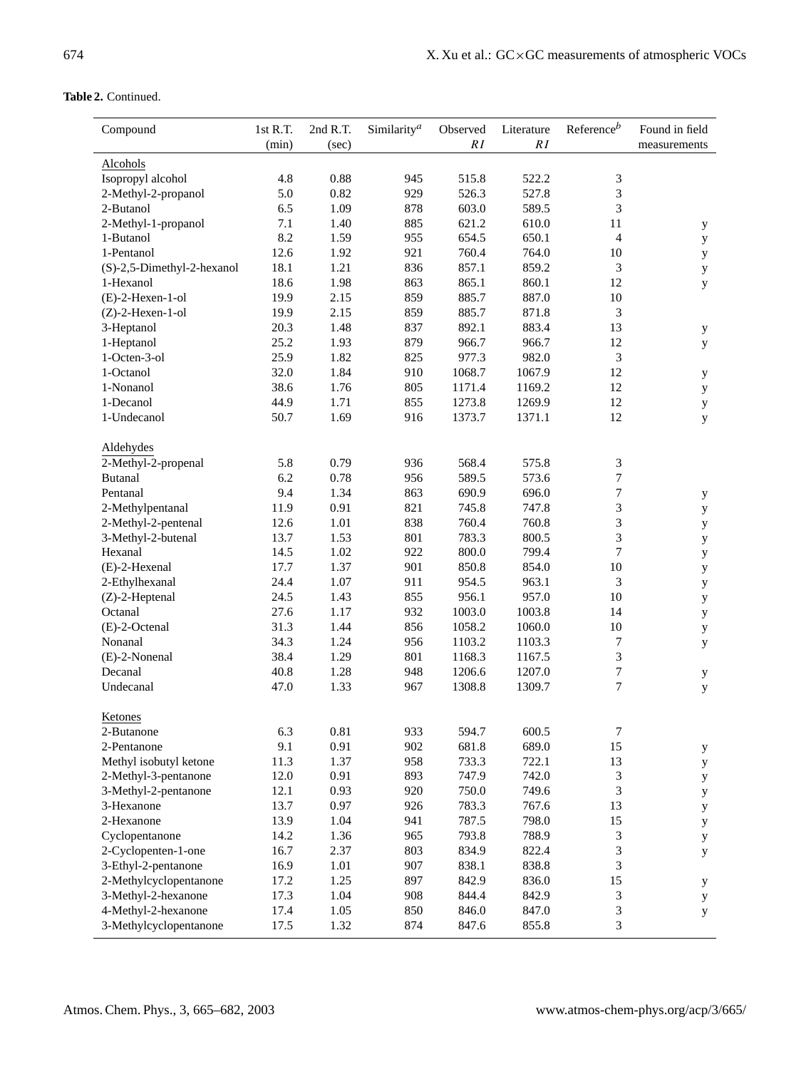**Table 2.** Continued.

| Compound | 1st R.T. (min) | 2nd R.T. (sec) | Similarity[a] | Observed $RI$ | Literature $RI$ | Reference[b] | Found in field measurements |
|---|---|---|---|---|---|---|---|
| Alcohols | | | | | | | |
| Isopropyl alcohol | 4.8 | 0.88 | 945 | 515.8 | 522.2 | 3 | |
| 2-Methyl-2-propanol | 5.0 | 0.82 | 929 | 526.3 | 527.8 | 3 | |
| 2-Butanol | 6.5 | 1.09 | 878 | 603.0 | 589.5 | 3 | |
| 2-Methyl-1-propanol | 7.1 | 1.40 | 885 | 621.2 | 610.0 | 11 | y |
| 1-Butanol | 8.2 | 1.59 | 955 | 654.5 | 650.1 | 4 | y |
| 1-Pentanol | 12.6 | 1.92 | 921 | 760.4 | 764.0 | 10 | y |
| (S)-2,5-Dimethyl-2-hexanol | 18.1 | 1.21 | 836 | 857.1 | 859.2 | 3 | y |
| 1-Hexanol | 18.6 | 1.98 | 863 | 865.1 | 860.1 | 12 | y |
| (E)-2-Hexen-1-ol | 19.9 | 2.15 | 859 | 885.7 | 887.0 | 10 | |
| (Z)-2-Hexen-1-ol | 19.9 | 2.15 | 859 | 885.7 | 871.8 | 3 | |
| 3-Heptanol | 20.3 | 1.48 | 837 | 892.1 | 883.4 | 13 | y |
| 1-Heptanol | 25.2 | 1.93 | 879 | 966.7 | 966.7 | 12 | y |
| 1-Octen-3-ol | 25.9 | 1.82 | 825 | 977.3 | 982.0 | 3 | |
| 1-Octanol | 32.0 | 1.84 | 910 | 1068.7 | 1067.9 | 12 | y |
| 1-Nonanol | 38.6 | 1.76 | 805 | 1171.4 | 1169.2 | 12 | y |
| 1-Decanol | 44.9 | 1.71 | 855 | 1273.8 | 1269.9 | 12 | y |
| 1-Undecanol | 50.7 | 1.69 | 916 | 1373.7 | 1371.1 | 12 | y |
| Aldehydes | | | | | | | |
| 2-Methyl-2-propenal | 5.8 | 0.79 | 936 | 568.4 | 575.8 | 3 | |
| Butanal | 6.2 | 0.78 | 956 | 589.5 | 573.6 | 7 | |
| Pentanal | 9.4 | 1.34 | 863 | 690.9 | 696.0 | 7 | y |
| 2-Methylpentanal | 11.9 | 0.91 | 821 | 745.8 | 747.8 | 3 | y |
| 2-Methyl-2-pentenal | 12.6 | 1.01 | 838 | 760.4 | 760.8 | 3 | y |
| 3-Methyl-2-butenal | 13.7 | 1.53 | 801 | 783.3 | 800.5 | 3 | y |
| Hexanal | 14.5 | 1.02 | 922 | 800.0 | 799.4 | 7 | y |
| (E)-2-Hexenal | 17.7 | 1.37 | 901 | 850.8 | 854.0 | 10 | y |
| 2-Ethylhexanal | 24.4 | 1.07 | 911 | 954.5 | 963.1 | 3 | y |
| (Z)-2-Heptenal | 24.5 | 1.43 | 855 | 956.1 | 957.0 | 10 | y |
| Octanal | 27.6 | 1.17 | 932 | 1003.0 | 1003.8 | 14 | y |
| (E)-2-Octenal | 31.3 | 1.44 | 856 | 1058.2 | 1060.0 | 10 | y |
| Nonanal | 34.3 | 1.24 | 956 | 1103.2 | 1103.3 | 7 | y |
| (E)-2-Nonenal | 38.4 | 1.29 | 801 | 1168.3 | 1167.5 | 3 | |
| Decanal | 40.8 | 1.28 | 948 | 1206.6 | 1207.0 | 7 | y |
| Undecanal | 47.0 | 1.33 | 967 | 1308.8 | 1309.7 | 7 | y |
| Ketones | | | | | | | |
| 2-Butanone | 6.3 | 0.81 | 933 | 594.7 | 600.5 | 7 | |
| 2-Pentanone | 9.1 | 0.91 | 902 | 681.8 | 689.0 | 15 | y |
| Methyl isobutyl ketone | 11.3 | 1.37 | 958 | 733.3 | 722.1 | 13 | y |
| 2-Methyl-3-pentanone | 12.0 | 0.91 | 893 | 747.9 | 742.0 | 3 | y |
| 3-Methyl-2-pentanone | 12.1 | 0.93 | 920 | 750.0 | 749.6 | 3 | y |
| 3-Hexanone | 13.7 | 0.97 | 926 | 783.3 | 767.6 | 13 | y |
| 2-Hexanone | 13.9 | 1.04 | 941 | 787.5 | 798.0 | 15 | y |
| Cyclopentanone | 14.2 | 1.36 | 965 | 793.8 | 788.9 | 3 | y |
| 2-Cyclopenten-1-one | 16.7 | 2.37 | 803 | 834.9 | 822.4 | 3 | y |
| 3-Ethyl-2-pentanone | 16.9 | 1.01 | 907 | 838.1 | 838.8 | 3 | |
| 2-Methylcyclopentanone | 17.2 | 1.25 | 897 | 842.9 | 836.0 | 15 | y |
| 3-Methyl-2-hexanone | 17.3 | 1.04 | 908 | 844.4 | 842.9 | 3 | y |
| 4-Methyl-2-hexanone | 17.4 | 1.05 | 850 | 846.0 | 847.0 | 3 | y |
| 3-Methylcyclopentanone | 17.5 | 1.32 | 874 | 847.6 | 855.8 | 3 | |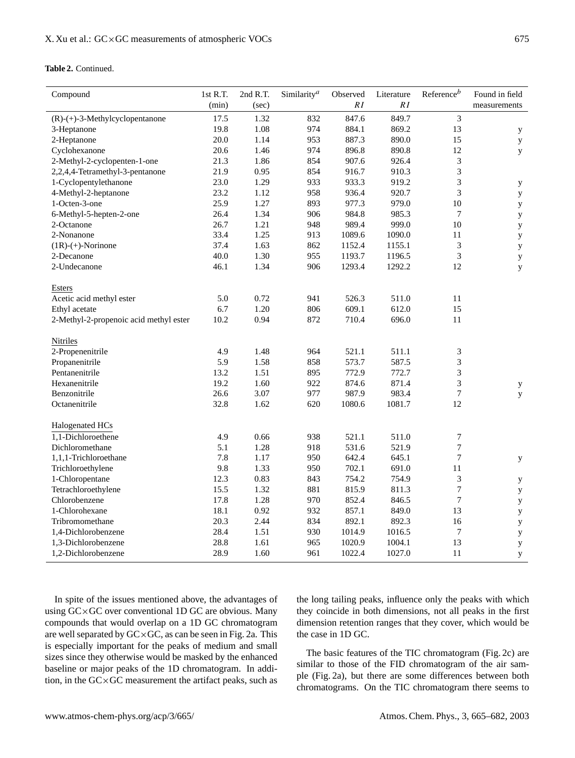**Table 2.** Continued.

| Compound | 1st R.T. (min) | 2nd R.T. (sec) | Similarity[a] | Observed $RI$ | Literature $RI$ | Reference[b] | Found in field measurements |
|---|---|---|---|---|---|---|---|
| (R)-(+)-3-Methylcyclopentanone | 17.5 | 1.32 | 832 | 847.6 | 849.7 | 3 | |
| 3-Heptanone | 19.8 | 1.08 | 974 | 884.1 | 869.2 | 13 | y |
| 2-Heptanone | 20.0 | 1.14 | 953 | 887.3 | 890.0 | 15 | y |
| Cyclohexanone | 20.6 | 1.46 | 974 | 896.8 | 890.8 | 12 | y |
| 2-Methyl-2-cyclopenten-1-one | 21.3 | 1.86 | 854 | 907.6 | 926.4 | 3 | |
| 2,2,4,4-Tetramethyl-3-pentanone | 21.9 | 0.95 | 854 | 916.7 | 910.3 | 3 | |
| 1-Cyclopentylethanone | 23.0 | 1.29 | 933 | 933.3 | 919.2 | 3 | y |
| 4-Methyl-2-heptanone | 23.2 | 1.12 | 958 | 936.4 | 920.7 | 3 | y |
| 1-Octen-3-one | 25.9 | 1.27 | 893 | 977.3 | 979.0 | 10 | y |
| 6-Methyl-5-hepten-2-one | 26.4 | 1.34 | 906 | 984.8 | 985.3 | 7 | y |
| 2-Octanone | 26.7 | 1.21 | 948 | 989.4 | 999.0 | 10 | y |
| 2-Nonanone | 33.4 | 1.25 | 913 | 1089.6 | 1090.0 | 11 | y |
| (1R)-(+)-Norinone | 37.4 | 1.63 | 862 | 1152.4 | 1155.1 | 3 | y |
| 2-Decanone | 40.0 | 1.30 | 955 | 1193.7 | 1196.5 | 3 | y |
| 2-Undecanone | 46.1 | 1.34 | 906 | 1293.4 | 1292.2 | 12 | y |
| Esters | | | | | | | |
| Acetic acid methyl ester | 5.0 | 0.72 | 941 | 526.3 | 511.0 | 11 | |
| Ethyl acetate | 6.7 | 1.20 | 806 | 609.1 | 612.0 | 15 | |
| 2-Methyl-2-propenoic acid methyl ester | 10.2 | 0.94 | 872 | 710.4 | 696.0 | 11 | |
| Nitriles | | | | | | | |
| 2-Propenenitrile | 4.9 | 1.48 | 964 | 521.1 | 511.1 | 3 | |
| Propanenitrile | 5.9 | 1.58 | 858 | 573.7 | 587.5 | 3 | |
| Pentanenitrile | 13.2 | 1.51 | 895 | 772.9 | 772.7 | 3 | |
| Hexanenitrile | 19.2 | 1.60 | 922 | 874.6 | 871.4 | 3 | y |
| Benzonitrile | 26.6 | 3.07 | 977 | 987.9 | 983.4 | 7 | y |
| Octanenitrile | 32.8 | 1.62 | 620 | 1080.6 | 1081.7 | 12 | |
| Halogenated HCs | | | | | | | |
| 1,1-Dichloroethene | 4.9 | 0.66 | 938 | 521.1 | 511.0 | 7 | |
| Dichloromethane | 5.1 | 1.28 | 918 | 531.6 | 521.9 | 7 | |
| 1,1,1-Trichloroethane | 7.8 | 1.17 | 950 | 642.4 | 645.1 | 7 | y |
| Trichloroethylene | 9.8 | 1.33 | 950 | 702.1 | 691.0 | 11 | |
| 1-Chloropentane | 12.3 | 0.83 | 843 | 754.2 | 754.9 | 3 | y |
| Tetrachloroethylene | 15.5 | 1.32 | 881 | 815.9 | 811.3 | 7 | y |
| Chlorobenzene | 17.8 | 1.28 | 970 | 852.4 | 846.5 | 7 | y |
| 1-Chlorohexane | 18.1 | 0.92 | 932 | 857.1 | 849.0 | 13 | y |
| Tribromomethane | 20.3 | 2.44 | 834 | 892.1 | 892.3 | 16 | y |
| 1,4-Dichlorobenzene | 28.4 | 1.51 | 930 | 1014.9 | 1016.5 | 7 | y |
| 1,3-Dichlorobenzene | 28.8 | 1.61 | 965 | 1020.9 | 1004.1 | 13 | y |
| 1,2-Dichlorobenzene | 28.9 | 1.60 | 961 | 1022.4 | 1027.0 | 11 | y |

In spite of the issues mentioned above, the advantages of using GC×GC over conventional 1D GC are obvious. Many compounds that would overlap on a 1D GC chromatogram are well separated by GC×GC, as can be seen in Fig. 2a. This is especially important for the peaks of medium and small sizes since they otherwise would be masked by the enhanced baseline or major peaks of the 1D chromatogram. In addition, in the GC×GC measurement the artifact peaks, such as the long tailing peaks, influence only the peaks with which they coincide in both dimensions, not all peaks in the first dimension retention ranges that they cover, which would be the case in 1D GC.

The basic features of the TIC chromatogram (Fig. 2c) are similar to those of the FID chromatogram of the air sample (Fig. 2a), but there are some differences between both chromatograms. On the TIC chromatogram there seems to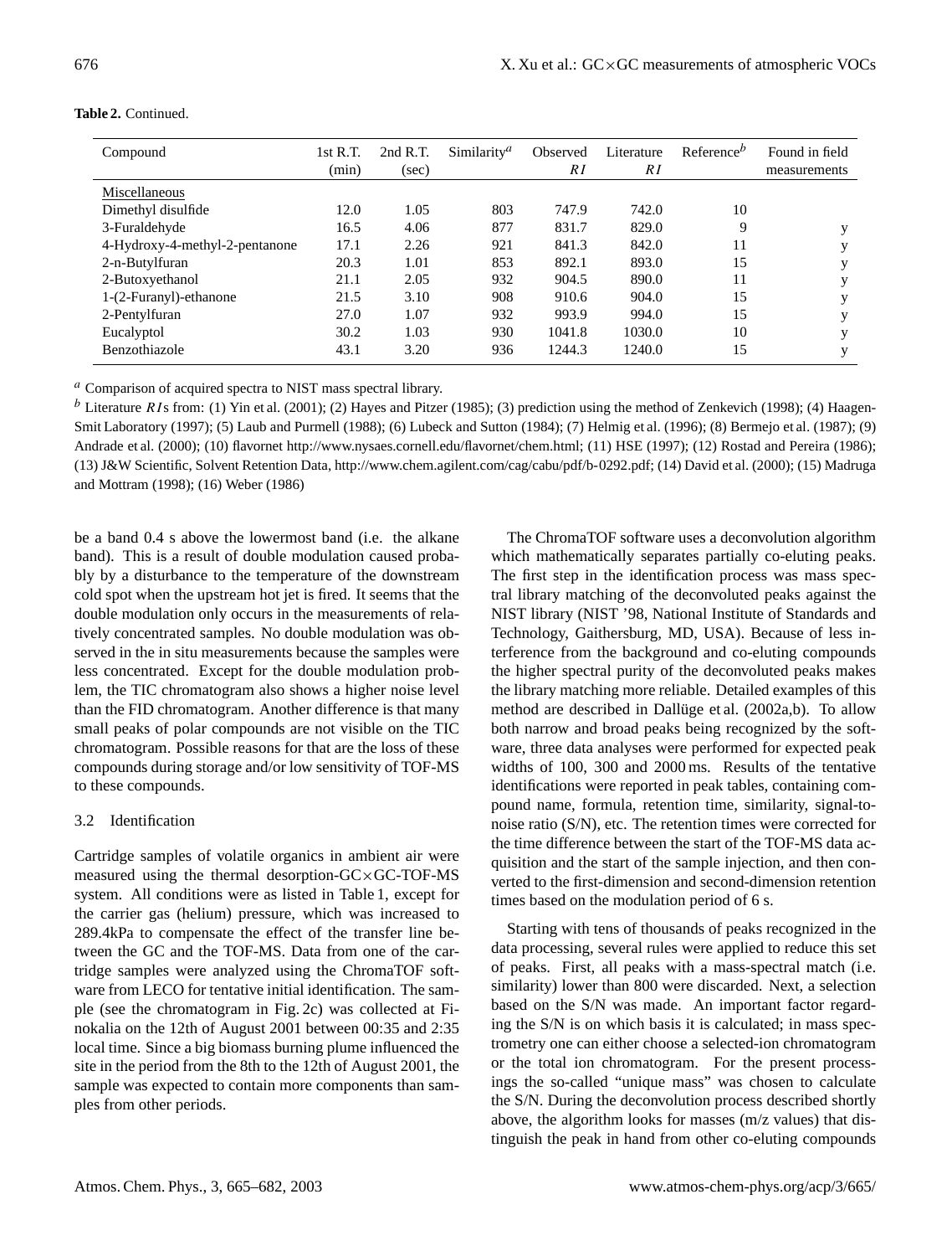**Table 2.** Continued.

| Compound | 1st R.T. (min) | 2nd R.T. (sec) | Similarity[a] | Observed $RI$ | Literature $RI$ | Reference[b] | Found in field measurements |
|---|---|---|---|---|---|---|---|
| Miscellaneous | | | | | | | |
| Dimethyl disulfide | 12.0 | 1.05 | 803 | 747.9 | 742.0 | 10 | |
| 3-Furaldehyde | 16.5 | 4.06 | 877 | 831.7 | 829.0 | 9 | y |
| 4-Hydroxy-4-methyl-2-pentanone | 17.1 | 2.26 | 921 | 841.3 | 842.0 | 11 | y |
| 2-n-Butylfuran | 20.3 | 1.01 | 853 | 892.1 | 893.0 | 15 | y |
| 2-Butoxyethanol | 21.1 | 2.05 | 932 | 904.5 | 890.0 | 11 | y |
| 1-(2-Furanyl)-ethanone | 21.5 | 3.10 | 908 | 910.6 | 904.0 | 15 | y |
| 2-Pentylfuran | 27.0 | 1.07 | 932 | 993.9 | 994.0 | 15 | y |
| Eucalyptol | 30.2 | 1.03 | 930 | 1041.8 | 1030.0 | 10 | y |
| Benzothiazole | 43.1 | 3.20 | 936 | 1244.3 | 1240.0 | 15 | y |

[a] Comparison of acquired spectra to NIST mass spectral library.

[b] Literature $RI$s from: (1) Yin et al. (2001); (2) Hayes and Pitzer (1985); (3) prediction using the method of Zenkevich (1998); (4) Haagen-Smit Laboratory (1997); (5) Laub and Purmell (1988); (6) Lubeck and Sutton (1984); (7) Helmig et al. (1996); (8) Bermejo et al. (1987); (9) Andrade et al. (2000); (10) flavornet http://www.nysaes.cornell.edu/flavornet/chem.html; (11) HSE (1997); (12) Rostad and Pereira (1986); (13) J&W Scientific, Solvent Retention Data, http://www.chem.agilent.com/cag/cabu/pdf/b-0292.pdf; (14) David et al. (2000); (15) Madruga and Mottram (1998); (16) Weber (1986)

be a band 0.4 s above the lowermost band (i.e. the alkane band). This is a result of double modulation caused probably by a disturbance to the temperature of the downstream cold spot when the upstream hot jet is fired. It seems that the double modulation only occurs in the measurements of relatively concentrated samples. No double modulation was observed in the in situ measurements because the samples were less concentrated. Except for the double modulation problem, the TIC chromatogram also shows a higher noise level than the FID chromatogram. Another difference is that many small peaks of polar compounds are not visible on the TIC chromatogram. Possible reasons for that are the loss of these compounds during storage and/or low sensitivity of TOF-MS to these compounds.

### 3.2 Identification

Cartridge samples of volatile organics in ambient air were measured using the thermal desorption-GC×GC-TOF-MS system. All conditions were as listed in Table 1, except for the carrier gas (helium) pressure, which was increased to 289.4kPa to compensate the effect of the transfer line between the GC and the TOF-MS. Data from one of the cartridge samples were analyzed using the ChromaTOF software from LECO for tentative initial identification. The sample (see the chromatogram in Fig. 2c) was collected at Finokalia on the 12th of August 2001 between 00:35 and 2:35 local time. Since a big biomass burning plume influenced the site in the period from the 8th to the 12th of August 2001, the sample was expected to contain more components than samples from other periods.

The ChromaTOF software uses a deconvolution algorithm which mathematically separates partially co-eluting peaks. The first step in the identification process was mass spectral library matching of the deconvoluted peaks against the NIST library (NIST '98, National Institute of Standards and Technology, Gaithersburg, MD, USA). Because of less interference from the background and co-eluting compounds the higher spectral purity of the deconvoluted peaks makes the library matching more reliable. Detailed examples of this method are described in Dallüge et al. (2002a,b). To allow both narrow and broad peaks being recognized by the software, three data analyses were performed for expected peak widths of 100, 300 and 2000 ms. Results of the tentative identifications were reported in peak tables, containing compound name, formula, retention time, similarity, signal-to-noise ratio (S/N), etc. The retention times were corrected for the time difference between the start of the TOF-MS data acquisition and the start of the sample injection, and then converted to the first-dimension and second-dimension retention times based on the modulation period of 6 s.

Starting with tens of thousands of peaks recognized in the data processing, several rules were applied to reduce this set of peaks. First, all peaks with a mass-spectral match (i.e. similarity) lower than 800 were discarded. Next, a selection based on the S/N was made. An important factor regarding the S/N is on which basis it is calculated; in mass spectrometry one can either choose a selected-ion chromatogram or the total ion chromatogram. For the present processings the so-called "unique mass" was chosen to calculate the S/N. During the deconvolution process described shortly above, the algorithm looks for masses (m/z values) that distinguish the peak in hand from other co-eluting compounds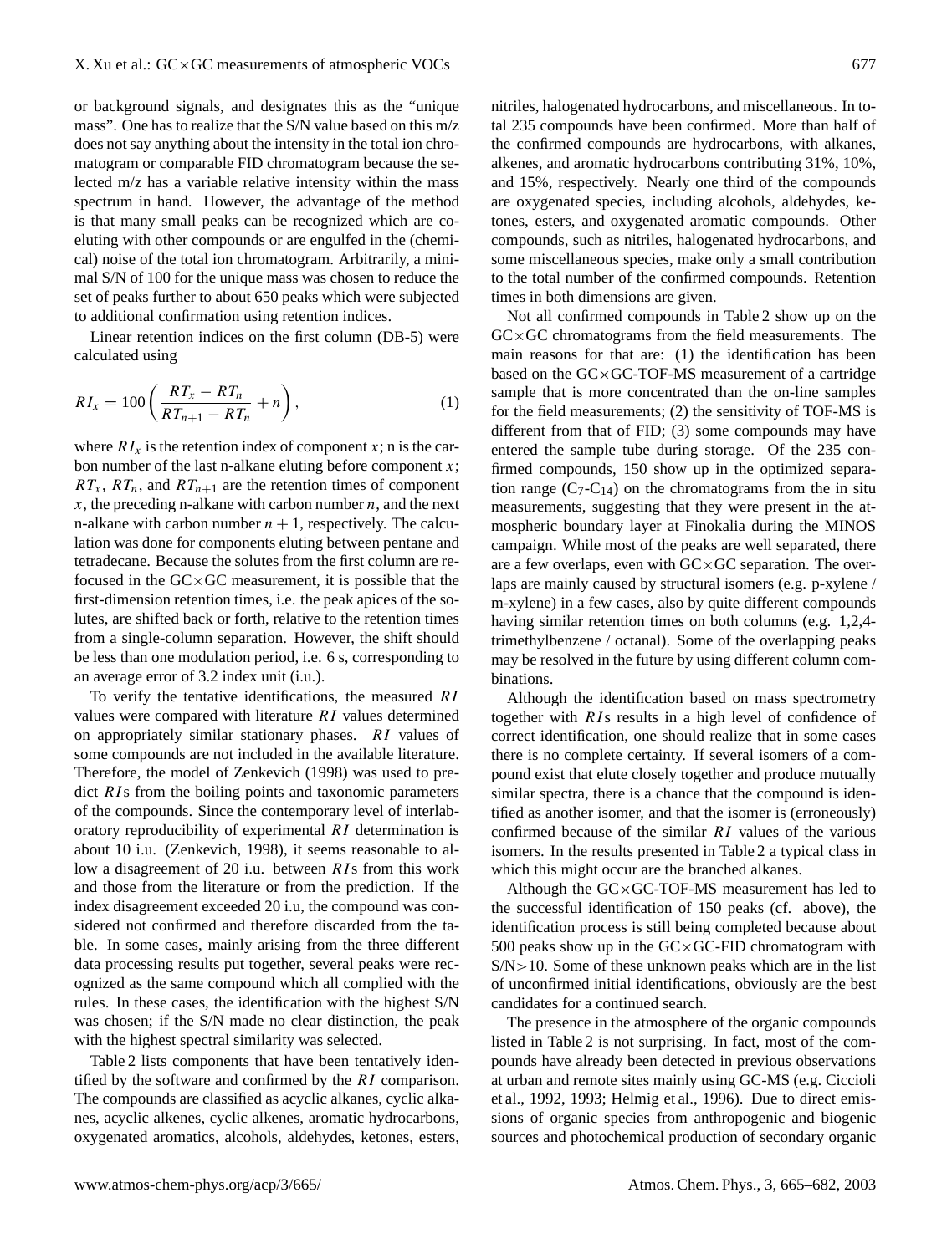or background signals, and designates this as the "unique mass". One has to realize that the S/N value based on this m/z does not say anything about the intensity in the total ion chromatogram or comparable FID chromatogram because the selected m/z has a variable relative intensity within the mass spectrum in hand. However, the advantage of the method is that many small peaks can be recognized which are co-eluting with other compounds or are engulfed in the (chemical) noise of the total ion chromatogram. Arbitrarily, a minimal S/N of 100 for the unique mass was chosen to reduce the set of peaks further to about 650 peaks which were subjected to additional confirmation using retention indices.

Linear retention indices on the first column (DB-5) were calculated using

$$RI_x = 100\left(\frac{RT_x - RT_n}{RT_{n+1} - RT_n} + n\right), \tag{1}$$

where $RI_x$ is the retention index of component $x$; n is the carbon number of the last n-alkane eluting before component $x$; $RT_x$, $RT_n$, and $RT_{n+1}$ are the retention times of component $x$, the preceding n-alkane with carbon number $n$, and the next n-alkane with carbon number $n+1$, respectively. The calculation was done for components eluting between pentane and tetradecane. Because the solutes from the first column are refocused in the GC×GC measurement, it is possible that the first-dimension retention times, i.e. the peak apices of the solutes, are shifted back or forth, relative to the retention times from a single-column separation. However, the shift should be less than one modulation period, i.e. 6 s, corresponding to an average error of 3.2 index unit (i.u.).

To verify the tentative identifications, the measured $RI$ values were compared with literature $RI$ values determined on appropriately similar stationary phases. $RI$ values of some compounds are not included in the available literature. Therefore, the model of Zenkevich (1998) was used to predict $RI$s from the boiling points and taxonomic parameters of the compounds. Since the contemporary level of interlaboratory reproducibility of experimental $RI$ determination is about 10 i.u. (Zenkevich, 1998), it seems reasonable to allow a disagreement of 20 i.u. between $RI$s from this work and those from the literature or from the prediction. If the index disagreement exceeded 20 i.u, the compound was considered not confirmed and therefore discarded from the table. In some cases, mainly arising from the three different data processing results put together, several peaks were recognized as the same compound which all complied with the rules. In these cases, the identification with the highest S/N was chosen; if the S/N made no clear distinction, the peak with the highest spectral similarity was selected.

Table 2 lists components that have been tentatively identified by the software and confirmed by the $RI$ comparison. The compounds are classified as acyclic alkanes, cyclic alkanes, acyclic alkenes, cyclic alkenes, aromatic hydrocarbons, oxygenated aromatics, alcohols, aldehydes, ketones, esters, nitriles, halogenated hydrocarbons, and miscellaneous. In total 235 compounds have been confirmed. More than half of the confirmed compounds are hydrocarbons, with alkanes, alkenes, and aromatic hydrocarbons contributing 31%, 10%, and 15%, respectively. Nearly one third of the compounds are oxygenated species, including alcohols, aldehydes, ketones, esters, and oxygenated aromatic compounds. Other compounds, such as nitriles, halogenated hydrocarbons, and some miscellaneous species, make only a small contribution to the total number of the confirmed compounds. Retention times in both dimensions are given.

Not all confirmed compounds in Table 2 show up on the GC×GC chromatograms from the field measurements. The main reasons for that are: (1) the identification has been based on the GC×GC-TOF-MS measurement of a cartridge sample that is more concentrated than the on-line samples for the field measurements; (2) the sensitivity of TOF-MS is different from that of FID; (3) some compounds may have entered the sample tube during storage. Of the 235 confirmed compounds, 150 show up in the optimized separation range ($C_7$-$C_{14}$) on the chromatograms from the in situ measurements, suggesting that they were present in the atmospheric boundary layer at Finokalia during the MINOS campaign. While most of the peaks are well separated, there are a few overlaps, even with GC×GC separation. The overlaps are mainly caused by structural isomers (e.g. p-xylene / m-xylene) in a few cases, also by quite different compounds having similar retention times on both columns (e.g. 1,2,4-trimethylbenzene / octanal). Some of the overlapping peaks may be resolved in the future by using different column combinations.

Although the identification based on mass spectrometry together with $RI$s results in a high level of confidence of correct identification, one should realize that in some cases there is no complete certainty. If several isomers of a compound exist that elute closely together and produce mutually similar spectra, there is a chance that the compound is identified as another isomer, and that the isomer is (erroneously) confirmed because of the similar $RI$ values of the various isomers. In the results presented in Table 2 a typical class in which this might occur are the branched alkanes.

Although the GC×GC-TOF-MS measurement has led to the successful identification of 150 peaks (cf. above), the identification process is still being completed because about 500 peaks show up in the GC×GC-FID chromatogram with S/N>10. Some of these unknown peaks which are in the list of unconfirmed initial identifications, obviously are the best candidates for a continued search.

The presence in the atmosphere of the organic compounds listed in Table 2 is not surprising. In fact, most of the compounds have already been detected in previous observations at urban and remote sites mainly using GC-MS (e.g. Ciccioli et al., 1992, 1993; Helmig et al., 1996). Due to direct emissions of organic species from anthropogenic and biogenic sources and photochemical production of secondary organic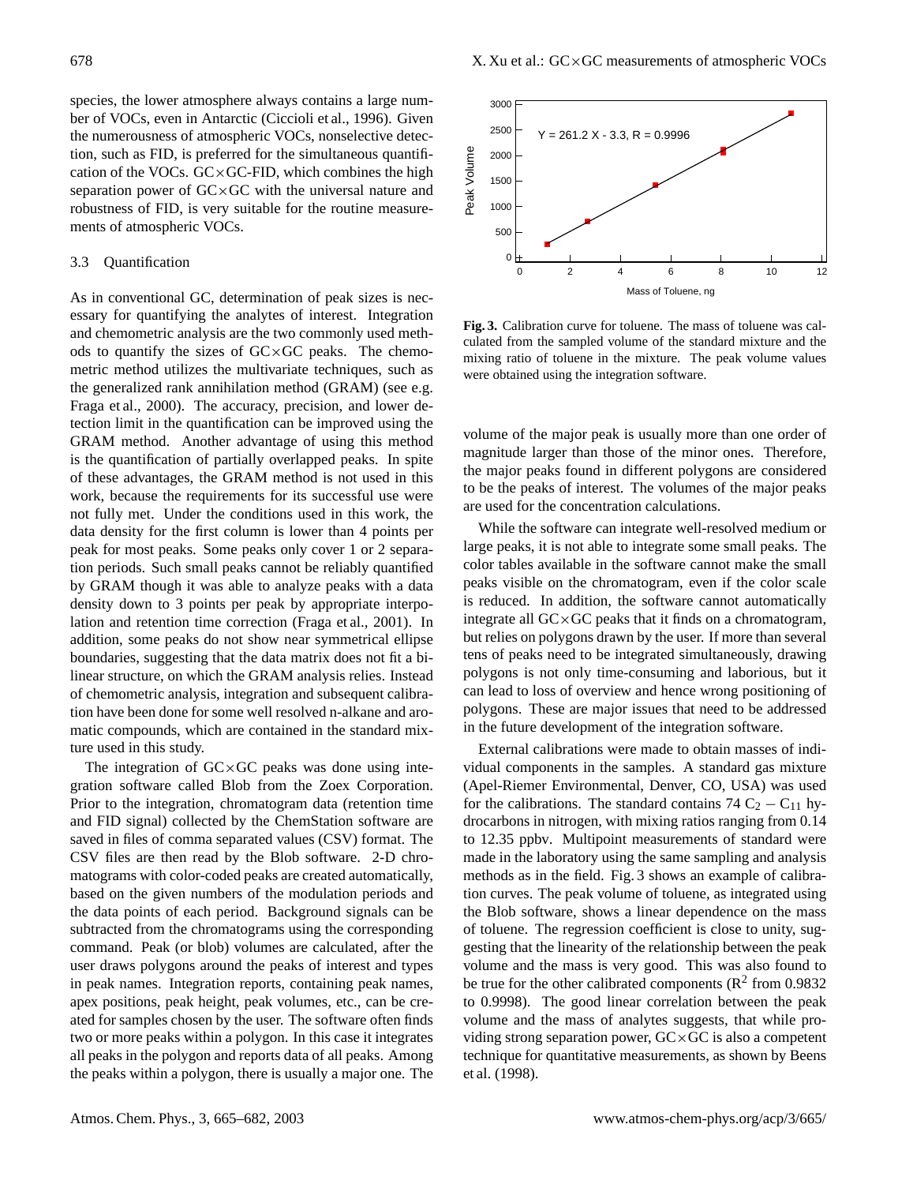species, the lower atmosphere always contains a large number of VOCs, even in Antarctic (Ciccioli et al., 1996). Given the numerousness of atmospheric VOCs, nonselective detection, such as FID, is preferred for the simultaneous quantification of the VOCs. GC×GC-FID, which combines the high separation power of GC×GC with the universal nature and robustness of FID, is very suitable for the routine measurements of atmospheric VOCs.

### 3.3 Quantification

As in conventional GC, determination of peak sizes is necessary for quantifying the analytes of interest. Integration and chemometric analysis are the two commonly used methods to quantify the sizes of GC×GC peaks. The chemometric method utilizes the multivariate techniques, such as the generalized rank annihilation method (GRAM) (see e.g. Fraga et al., 2000). The accuracy, precision, and lower detection limit in the quantification can be improved using the GRAM method. Another advantage of using this method is the quantification of partially overlapped peaks. In spite of these advantages, the GRAM method is not used in this work, because the requirements for its successful use were not fully met. Under the conditions used in this work, the data density for the first column is lower than 4 points per peak for most peaks. Some peaks only cover 1 or 2 separation periods. Such small peaks cannot be reliably quantified by GRAM though it was able to analyze peaks with a data density down to 3 points per peak by appropriate interpolation and retention time correction (Fraga et al., 2001). In addition, some peaks do not show near symmetrical ellipse boundaries, suggesting that the data matrix does not fit a bilinear structure, on which the GRAM analysis relies. Instead of chemometric analysis, integration and subsequent calibration have been done for some well resolved n-alkane and aromatic compounds, which are contained in the standard mixture used in this study.

The integration of GC×GC peaks was done using integration software called Blob from the Zoex Corporation. Prior to the integration, chromatogram data (retention time and FID signal) collected by the ChemStation software are saved in files of comma separated values (CSV) format. The CSV files are then read by the Blob software. 2-D chromatograms with color-coded peaks are created automatically, based on the given numbers of the modulation periods and the data points of each period. Background signals can be subtracted from the chromatograms using the corresponding command. Peak (or blob) volumes are calculated, after the user draws polygons around the peaks of interest and types in peak names. Integration reports, containing peak names, apex positions, peak height, peak volumes, etc., can be created for samples chosen by the user. The software often finds two or more peaks within a polygon. In this case it integrates all peaks in the polygon and reports data of all peaks. Among the peaks within a polygon, there is usually a major one. The volume of the major peak is usually more than one order of magnitude larger than those of the minor ones. Therefore, the major peaks found in different polygons are considered to be the peaks of interest. The volumes of the major peaks are used for the concentration calculations.

**Fig. 3.** Calibration curve for toluene. The mass of toluene was calculated from the sampled volume of the standard mixture and the mixing ratio of toluene in the mixture. The peak volume values were obtained using the integration software.

While the software can integrate well-resolved medium or large peaks, it is not able to integrate some small peaks. The color tables available in the software cannot make the small peaks visible on the chromatogram, even if the color scale is reduced. In addition, the software cannot automatically integrate all GC×GC peaks that it finds on a chromatogram, but relies on polygons drawn by the user. If more than several tens of peaks need to be integrated simultaneously, drawing polygons is not only time-consuming and laborious, but it can lead to loss of overview and hence wrong positioning of polygons. These are major issues that need to be addressed in the future development of the integration software.

External calibrations were made to obtain masses of individual components in the samples. A standard gas mixture (Apel-Riemer Environmental, Denver, CO, USA) was used for the calibrations. The standard contains 74 $C_2 - C_{11}$ hydrocarbons in nitrogen, with mixing ratios ranging from 0.14 to 12.35 ppbv. Multipoint measurements of standard were made in the laboratory using the same sampling and analysis methods as in the field. Fig. 3 shows an example of calibration curves. The peak volume of toluene, as integrated using the Blob software, shows a linear dependence on the mass of toluene. The regression coefficient is close to unity, suggesting that the linearity of the relationship between the peak volume and the mass is very good. This was also found to be true for the other calibrated components ($R^2$ from 0.9832 to 0.9998). The good linear correlation between the peak volume and the mass of analytes suggests, that while providing strong separation power, GC×GC is also a competent technique for quantitative measurements, as shown by Beens et al. (1998).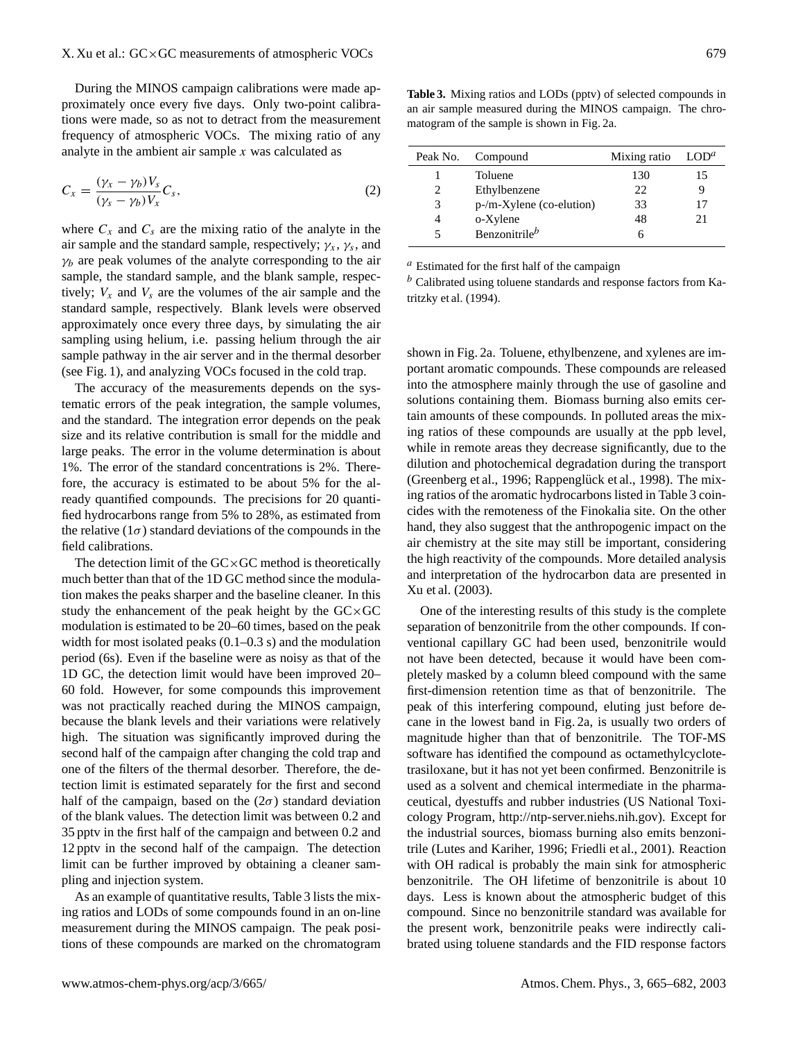During the MINOS campaign calibrations were made approximately once every five days. Only two-point calibrations were made, so as not to detract from the measurement frequency of atmospheric VOCs. The mixing ratio of any analyte in the ambient air sample $x$ was calculated as

$$C_x = \frac{(\gamma_x - \gamma_b)V_s}{(\gamma_s - \gamma_b)V_x} C_s, \quad (2)$$

where $C_x$ and $C_s$ are the mixing ratio of the analyte in the air sample and the standard sample, respectively; $\gamma_x$, $\gamma_s$, and $\gamma_b$ are peak volumes of the analyte corresponding to the air sample, the standard sample, and the blank sample, respectively; $V_x$ and $V_s$ are the volumes of the air sample and the standard sample, respectively. Blank levels were observed approximately once every three days, by simulating the air sampling using helium, i.e. passing helium through the air sample pathway in the air server and in the thermal desorber (see Fig. 1), and analyzing VOCs focused in the cold trap.

The accuracy of the measurements depends on the systematic errors of the peak integration, the sample volumes, and the standard. The integration error depends on the peak size and its relative contribution is small for the middle and large peaks. The error in the volume determination is about 1%. The error of the standard concentrations is 2%. Therefore, the accuracy is estimated to be about 5% for the already quantified compounds. The precisions for 20 quantified hydrocarbons range from 5% to 28%, as estimated from the relative ($1\sigma$) standard deviations of the compounds in the field calibrations.

The detection limit of the GC×GC method is theoretically much better than that of the 1D GC method since the modulation makes the peaks sharper and the baseline cleaner. In this study the enhancement of the peak height by the GC×GC modulation is estimated to be 20–60 times, based on the peak width for most isolated peaks (0.1–0.3 s) and the modulation period (6s). Even if the baseline were as noisy as that of the 1D GC, the detection limit would have been improved 20–60 fold. However, for some compounds this improvement was not practically reached during the MINOS campaign, because the blank levels and their variations were relatively high. The situation was significantly improved during the second half of the campaign after changing the cold trap and one of the filters of the thermal desorber. Therefore, the detection limit is estimated separately for the first and second half of the campaign, based on the ($2\sigma$) standard deviation of the blank values. The detection limit was between 0.2 and 35 pptv in the first half of the campaign and between 0.2 and 12 pptv in the second half of the campaign. The detection limit can be further improved by obtaining a cleaner sampling and injection system.

As an example of quantitative results, Table 3 lists the mixing ratios and LODs of some compounds found in an on-line measurement during the MINOS campaign. The peak positions of these compounds are marked on the chromatogram shown in Fig. 2a. Toluene, ethylbenzene, and xylenes are important aromatic compounds. These compounds are released into the atmosphere mainly through the use of gasoline and solutions containing them. Biomass burning also emits certain amounts of these compounds. In polluted areas the mixing ratios of these compounds are usually at the ppb level, while in remote areas they decrease significantly, due to the dilution and photochemical degradation during the transport (Greenberg et al., 1996; Rappenglück et al., 1998). The mixing ratios of the aromatic hydrocarbons listed in Table 3 coincides with the remoteness of the Finokalia site. On the other hand, they also suggest that the anthropogenic impact on the air chemistry at the site may still be important, considering the high reactivity of the compounds. More detailed analysis and interpretation of the hydrocarbon data are presented in Xu et al. (2003).

**Table 3.** Mixing ratios and LODs (pptv) of selected compounds in an air sample measured during the MINOS campaign. The chromatogram of the sample is shown in Fig. 2a.

| Peak No. | Compound | Mixing ratio | LOD[a] |
|---|---|---|---|
| 1 | Toluene | 130 | 15 |
| 2 | Ethylbenzene | 22 | 9 |
| 3 | p-/m-Xylene (co-elution) | 33 | 17 |
| 4 | o-Xylene | 48 | 21 |
| 5 | Benzonitrile[b] | 6 | |

[a] Estimated for the first half of the campaign

[b] Calibrated using toluene standards and response factors from Katritzky et al. (1994).

One of the interesting results of this study is the complete separation of benzonitrile from the other compounds. If conventional capillary GC had been used, benzonitrile would not have been detected, because it would have been completely masked by a column bleed compound with the same first-dimension retention time as that of benzonitrile. The peak of this interfering compound, eluting just before decane in the lowest band in Fig. 2a, is usually two orders of magnitude higher than that of benzonitrile. The TOF-MS software has identified the compound as octamethylcyclotetrasiloxane, but it has not yet been confirmed. Benzonitrile is used as a solvent and chemical intermediate in the pharmaceutical, dyestuffs and rubber industries (US National Toxicology Program, http://ntp-server.niehs.nih.gov). Except for the industrial sources, biomass burning also emits benzonitrile (Lutes and Kariher, 1996; Friedli et al., 2001). Reaction with OH radical is probably the main sink for atmospheric benzonitrile. The OH lifetime of benzonitrile is about 10 days. Less is known about the atmospheric budget of this compound. Since no benzonitrile standard was available for the present work, benzonitrile peaks were indirectly calibrated using toluene standards and the FID response factors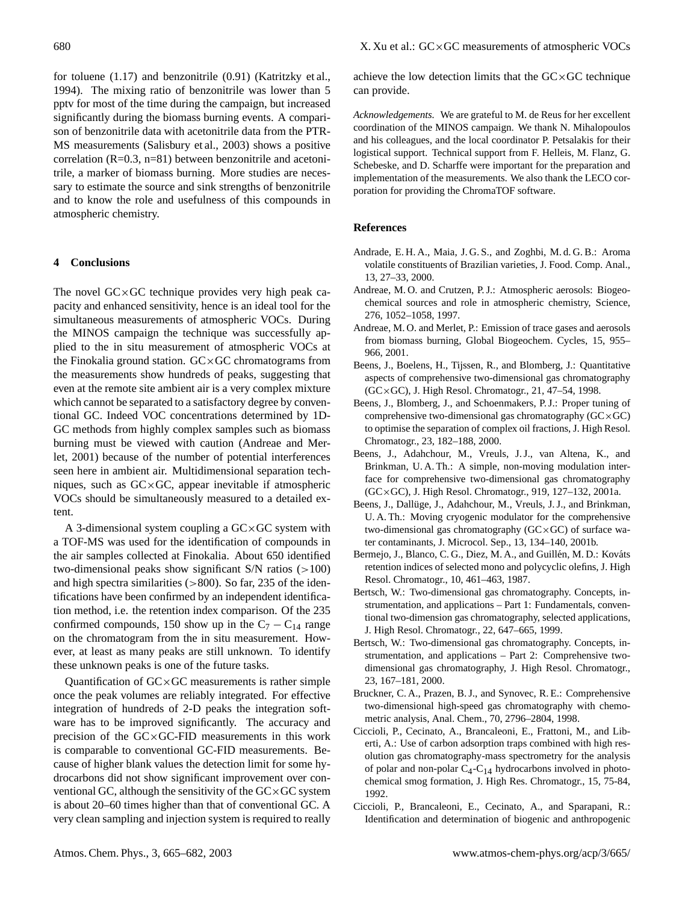for toluene (1.17) and benzonitrile (0.91) (Katritzky et al., 1994). The mixing ratio of benzonitrile was lower than 5 pptv for most of the time during the campaign, but increased significantly during the biomass burning events. A comparison of benzonitrile data with acetonitrile data from the PTR-MS measurements (Salisbury et al., 2003) shows a positive correlation (R=0.3, n=81) between benzonitrile and acetonitrile, a marker of biomass burning. More studies are necessary to estimate the source and sink strengths of benzonitrile and to know the role and usefulness of this compounds in atmospheric chemistry.

## 4 Conclusions

The novel GC×GC technique provides very high peak capacity and enhanced sensitivity, hence is an ideal tool for the simultaneous measurements of atmospheric VOCs. During the MINOS campaign the technique was successfully applied to the in situ measurement of atmospheric VOCs at the Finokalia ground station. GC×GC chromatograms from the measurements show hundreds of peaks, suggesting that even at the remote site ambient air is a very complex mixture which cannot be separated to a satisfactory degree by conventional GC. Indeed VOC concentrations determined by 1D-GC methods from highly complex samples such as biomass burning must be viewed with caution (Andreae and Merlet, 2001) because of the number of potential interferences seen here in ambient air. Multidimensional separation techniques, such as GC×GC, appear inevitable if atmospheric VOCs should be simultaneously measured to a detailed extent.

A 3-dimensional system coupling a GC×GC system with a TOF-MS was used for the identification of compounds in the air samples collected at Finokalia. About 650 identified two-dimensional peaks show significant S/N ratios (>100) and high spectra similarities (>800). So far, 235 of the identifications have been confirmed by an independent identification method, i.e. the retention index comparison. Of the 235 confirmed compounds, 150 show up in the $C_7 - C_{14}$ range on the chromatogram from the in situ measurement. However, at least as many peaks are still unknown. To identify these unknown peaks is one of the future tasks.

Quantification of GC×GC measurements is rather simple once the peak volumes are reliably integrated. For effective integration of hundreds of 2-D peaks the integration software has to be improved significantly. The accuracy and precision of the GC×GC-FID measurements in this work is comparable to conventional GC-FID measurements. Because of higher blank values the detection limit for some hydrocarbons did not show significant improvement over conventional GC, although the sensitivity of the GC×GC system is about 20–60 times higher than that of conventional GC. A very clean sampling and injection system is required to really achieve the low detection limits that the GC×GC technique can provide.

*Acknowledgements.* We are grateful to M. de Reus for her excellent coordination of the MINOS campaign. We thank N. Mihalopoulos and his colleagues, and the local coordinator P. Petsalakis for their logistical support. Technical support from F. Helleis, M. Flanz, G. Schebeske, and D. Scharffe were important for the preparation and implementation of the measurements. We also thank the LECO corporation for providing the ChromaTOF software.

## References

Andrade, E. H. A., Maia, J. G. S., and Zoghbi, M. d. G. B.: Aroma volatile constituents of Brazilian varieties, J. Food. Comp. Anal., 13, 27–33, 2000.

Andreae, M. O. and Crutzen, P. J.: Atmospheric aerosols: Biogeochemical sources and role in atmospheric chemistry, Science, 276, 1052–1058, 1997.

Andreae, M. O. and Merlet, P.: Emission of trace gases and aerosols from biomass burning, Global Biogeochem. Cycles, 15, 955–966, 2001.

Beens, J., Boelens, H., Tijssen, R., and Blomberg, J.: Quantitative aspects of comprehensive two-dimensional gas chromatography (GC×GC), J. High Resol. Chromatogr., 21, 47–54, 1998.

Beens, J., Blomberg, J., and Schoenmakers, P. J.: Proper tuning of comprehensive two-dimensional gas chromatography (GC×GC) to optimise the separation of complex oil fractions, J. High Resol. Chromatogr., 23, 182–188, 2000.

Beens, J., Adahchour, M., Vreuls, J. J., van Altena, K., and Brinkman, U. A. Th.: A simple, non-moving modulation interface for comprehensive two-dimensional gas chromatography (GC×GC), J. High Resol. Chromatogr., 919, 127–132, 2001a.

Beens, J., Dallüge, J., Adahchour, M., Vreuls, J. J., and Brinkman, U. A. Th.: Moving cryogenic modulator for the comprehensive two-dimensional gas chromatography (GC×GC) of surface water contaminants, J. Microcol. Sep., 13, 134–140, 2001b.

Bermejo, J., Blanco, C. G., Diez, M. A., and Guillén, M. D.: Kováts retention indices of selected mono and polycyclic olefins, J. High Resol. Chromatogr., 10, 461–463, 1987.

Bertsch, W.: Two-dimensional gas chromatography. Concepts, instrumentation, and applications – Part 1: Fundamentals, conventional two-dimension gas chromatography, selected applications, J. High Resol. Chromatogr., 22, 647–665, 1999.

Bertsch, W.: Two-dimensional gas chromatography. Concepts, instrumentation, and applications – Part 2: Comprehensive two-dimensional gas chromatography, J. High Resol. Chromatogr., 23, 167–181, 2000.

Bruckner, C. A., Prazen, B. J., and Synovec, R. E.: Comprehensive two-dimensional high-speed gas chromatography with chemometric analysis, Anal. Chem., 70, 2796–2804, 1998.

Ciccioli, P., Cecinato, A., Brancaleoni, E., Frattoni, M., and Liberti, A.: Use of carbon adsorption traps combined with high resolution gas chromatography-mass spectrometry for the analysis of polar and non-polar $C_4$-$C_{14}$ hydrocarbons involved in photochemical smog formation, J. High Res. Chromatogr., 15, 75-84, 1992.

Ciccioli, P., Brancaleoni, E., Cecinato, A., and Sparapani, R.: Identification and determination of biogenic and anthropogenic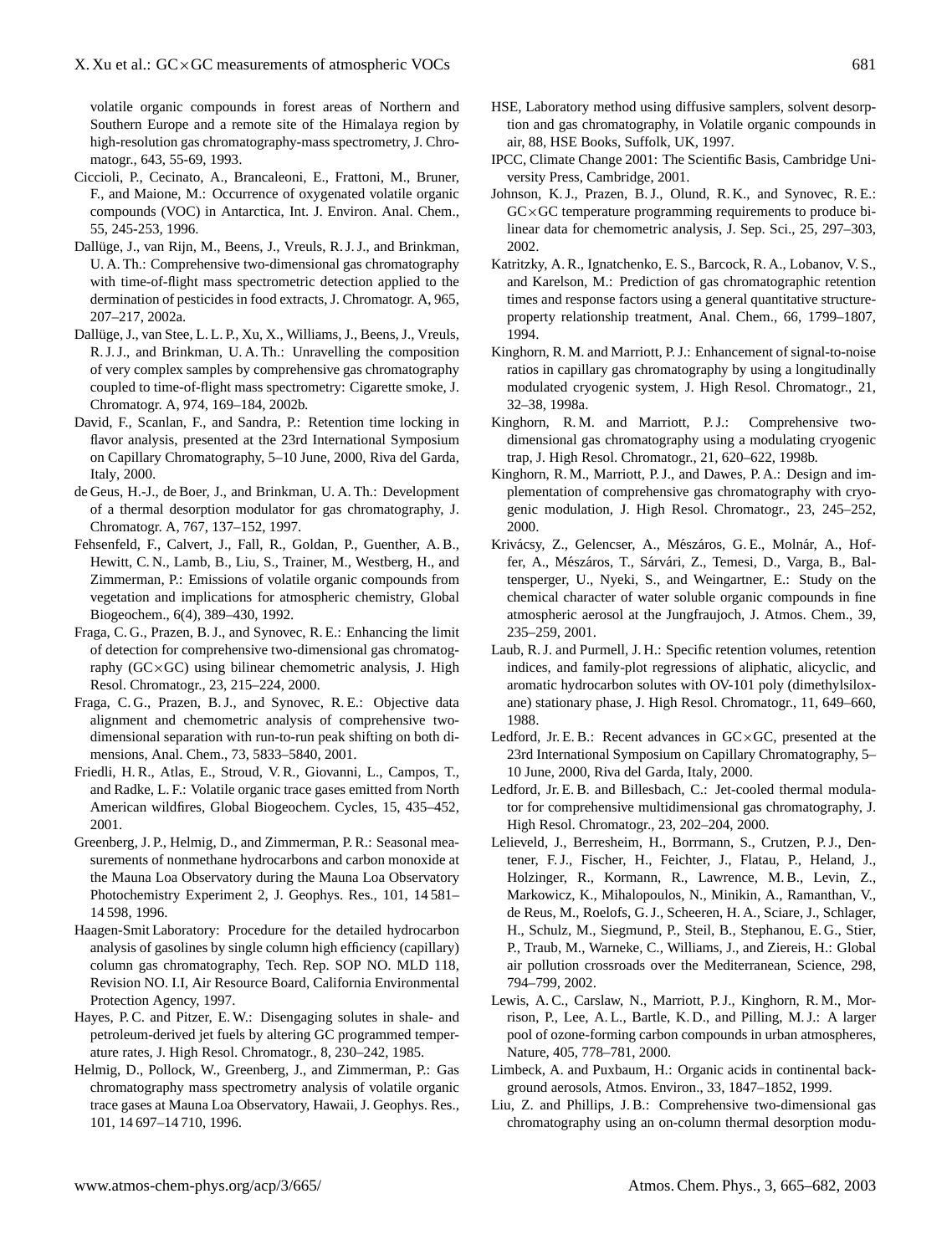volatile organic compounds in forest areas of Northern and Southern Europe and a remote site of the Himalaya region by high-resolution gas chromatography-mass spectrometry, J. Chromatogr., 643, 55-69, 1993.

Ciccioli, P., Cecinato, A., Brancaleoni, E., Frattoni, M., Bruner, F., and Maione, M.: Occurrence of oxygenated volatile organic compounds (VOC) in Antarctica, Int. J. Environ. Anal. Chem., 55, 245-253, 1996.

Dallüge, J., van Rijn, M., Beens, J., Vreuls, R. J. J., and Brinkman, U. A. Th.: Comprehensive two-dimensional gas chromatography with time-of-flight mass spectrometric detection applied to the dermination of pesticides in food extracts, J. Chromatogr. A, 965, 207–217, 2002a.

Dallüge, J., van Stee, L. L. P., Xu, X., Williams, J., Beens, J., Vreuls, R. J. J., and Brinkman, U. A. Th.: Unravelling the composition of very complex samples by comprehensive gas chromatography coupled to time-of-flight mass spectrometry: Cigarette smoke, J. Chromatogr. A, 974, 169–184, 2002b.

David, F., Scanlan, F., and Sandra, P.: Retention time locking in flavor analysis, presented at the 23rd International Symposium on Capillary Chromatography, 5–10 June, 2000, Riva del Garda, Italy, 2000.

de Geus, H.-J., de Boer, J., and Brinkman, U. A. Th.: Development of a thermal desorption modulator for gas chromatography, J. Chromatogr. A, 767, 137–152, 1997.

Fehsenfeld, F., Calvert, J., Fall, R., Goldan, P., Guenther, A. B., Hewitt, C. N., Lamb, B., Liu, S., Trainer, M., Westberg, H., and Zimmerman, P.: Emissions of volatile organic compounds from vegetation and implications for atmospheric chemistry, Global Biogeochem., 6(4), 389–430, 1992.

Fraga, C. G., Prazen, B. J., and Synovec, R. E.: Enhancing the limit of detection for comprehensive two-dimensional gas chromatography (GC×GC) using bilinear chemometric analysis, J. High Resol. Chromatogr., 23, 215–224, 2000.

Fraga, C. G., Prazen, B. J., and Synovec, R. E.: Objective data alignment and chemometric analysis of comprehensive two-dimensional separation with run-to-run peak shifting on both dimensions, Anal. Chem., 73, 5833–5840, 2001.

Friedli, H. R., Atlas, E., Stroud, V. R., Giovanni, L., Campos, T., and Radke, L. F.: Volatile organic trace gases emitted from North American wildfires, Global Biogeochem. Cycles, 15, 435–452, 2001.

Greenberg, J. P., Helmig, D., and Zimmerman, P. R.: Seasonal measurements of nonmethane hydrocarbons and carbon monoxide at the Mauna Loa Observatory during the Mauna Loa Observatory Photochemistry Experiment 2, J. Geophys. Res., 101, 14 581–14 598, 1996.

Haagen-Smit Laboratory: Procedure for the detailed hydrocarbon analysis of gasolines by single column high efficiency (capillary) column gas chromatography, Tech. Rep. SOP NO. MLD 118, Revision NO. I.I, Air Resource Board, California Environmental Protection Agency, 1997.

Hayes, P. C. and Pitzer, E. W.: Disengaging solutes in shale- and petroleum-derived jet fuels by altering GC programmed temperature rates, J. High Resol. Chromatogr., 8, 230–242, 1985.

Helmig, D., Pollock, W., Greenberg, J., and Zimmerman, P.: Gas chromatography mass spectrometry analysis of volatile organic trace gases at Mauna Loa Observatory, Hawaii, J. Geophys. Res., 101, 14 697–14 710, 1996.

HSE, Laboratory method using diffusive samplers, solvent desorption and gas chromatography, in Volatile organic compounds in air, 88, HSE Books, Suffolk, UK, 1997.

IPCC, Climate Change 2001: The Scientific Basis, Cambridge University Press, Cambridge, 2001.

Johnson, K. J., Prazen, B. J., Olund, R. K., and Synovec, R. E.: GC×GC temperature programming requirements to produce bilinear data for chemometric analysis, J. Sep. Sci., 25, 297–303, 2002.

Katritzky, A. R., Ignatchenko, E. S., Barcock, R. A., Lobanov, V. S., and Karelson, M.: Prediction of gas chromatographic retention times and response factors using a general quantitative structure-property relationship treatment, Anal. Chem., 66, 1799–1807, 1994.

Kinghorn, R. M. and Marriott, P. J.: Enhancement of signal-to-noise ratios in capillary gas chromatography by using a longitudinally modulated cryogenic system, J. High Resol. Chromatogr., 21, 32–38, 1998a.

Kinghorn, R. M. and Marriott, P. J.: Comprehensive two-dimensional gas chromatography using a modulating cryogenic trap, J. High Resol. Chromatogr., 21, 620–622, 1998b.

Kinghorn, R. M., Marriott, P. J., and Dawes, P. A.: Design and implementation of comprehensive gas chromatography with cryogenic modulation, J. High Resol. Chromatogr., 23, 245–252, 2000.

Krivácsy, Z., Gelencser, A., Mészáros, G. E., Molnár, A., Hoffer, A., Mészáros, T., Sárvári, Z., Temesi, D., Varga, B., Baltensperger, U., Nyeki, S., and Weingartner, E.: Study on the chemical character of water soluble organic compounds in fine atmospheric aerosol at the Jungfraujoch, J. Atmos. Chem., 39, 235–259, 2001.

Laub, R. J. and Purmell, J. H.: Specific retention volumes, retention indices, and family-plot regressions of aliphatic, alicyclic, and aromatic hydrocarbon solutes with OV-101 poly (dimethylsiloxane) stationary phase, J. High Resol. Chromatogr., 11, 649–660, 1988.

Ledford, Jr. E. B.: Recent advances in GC×GC, presented at the 23rd International Symposium on Capillary Chromatography, 5–10 June, 2000, Riva del Garda, Italy, 2000.

Ledford, Jr. E. B. and Billesbach, C.: Jet-cooled thermal modulator for comprehensive multidimensional gas chromatography, J. High Resol. Chromatogr., 23, 202–204, 2000.

Lelieveld, J., Berresheim, H., Borrmann, S., Crutzen, P. J., Dentener, F. J., Fischer, H., Feichter, J., Flatau, P., Heland, J., Holzinger, R., Kormann, R., Lawrence, M. B., Levin, Z., Markowicz, K., Mihalopoulos, N., Minikin, A., Ramanthan, V., de Reus, M., Roelofs, G. J., Scheeren, H. A., Sciare, J., Schlager, H., Schulz, M., Siegmund, P., Steil, B., Stephanou, E. G., Stier, P., Traub, M., Warneke, C., Williams, J., and Ziereis, H.: Global air pollution crossroads over the Mediterranean, Science, 298, 794–799, 2002.

Lewis, A. C., Carslaw, N., Marriott, P. J., Kinghorn, R. M., Morrison, P., Lee, A. L., Bartle, K. D., and Pilling, M. J.: A larger pool of ozone-forming carbon compounds in urban atmospheres, Nature, 405, 778–781, 2000.

Limbeck, A. and Puxbaum, H.: Organic acids in continental background aerosols, Atmos. Environ., 33, 1847–1852, 1999.

Liu, Z. and Phillips, J. B.: Comprehensive two-dimensional gas chromatography using an on-column thermal desorption modu-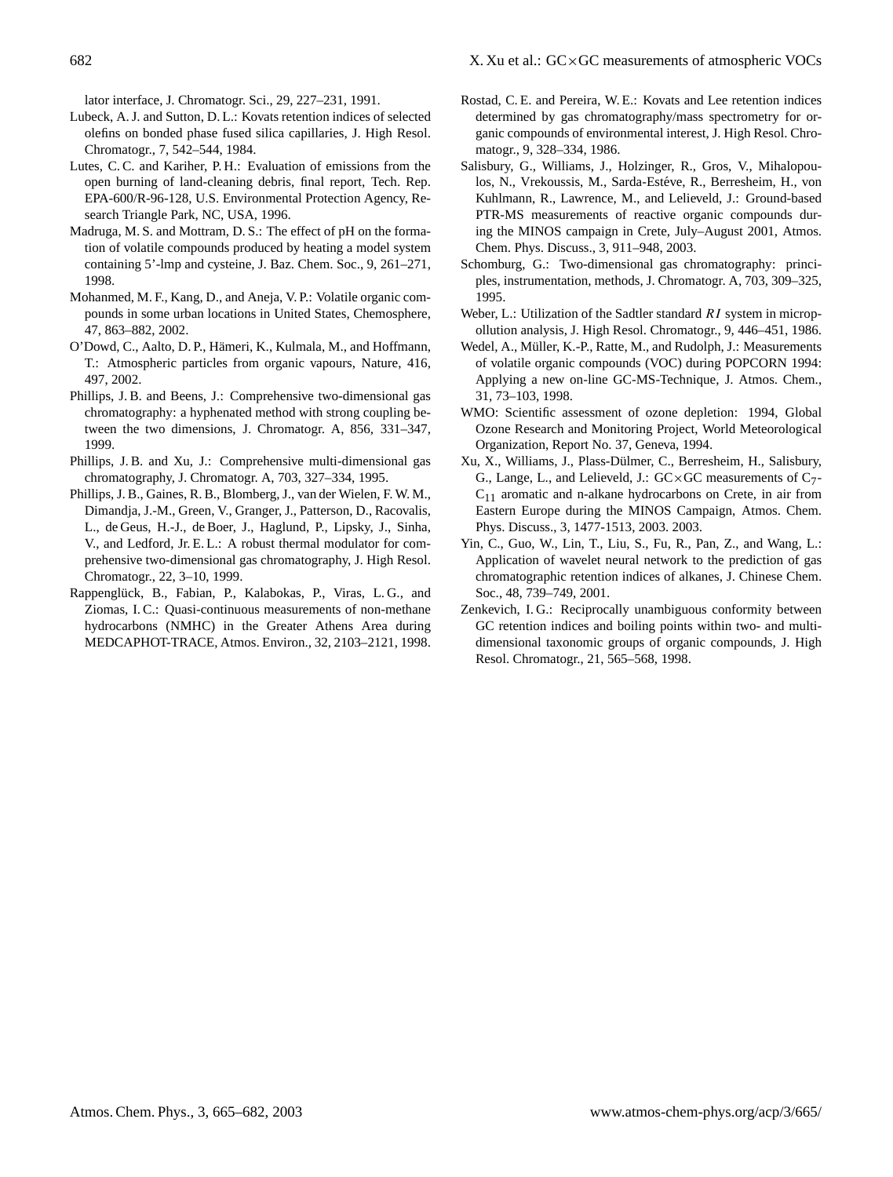lator interface, J. Chromatogr. Sci., 29, 227–231, 1991.

Lubeck, A. J. and Sutton, D. L.: Kovats retention indices of selected olefins on bonded phase fused silica capillaries, J. High Resol. Chromatogr., 7, 542–544, 1984.

Lutes, C. C. and Kariher, P. H.: Evaluation of emissions from the open burning of land-cleaning debris, final report, Tech. Rep. EPA-600/R-96-128, U.S. Environmental Protection Agency, Research Triangle Park, NC, USA, 1996.

Madruga, M. S. and Mottram, D. S.: The effect of pH on the formation of volatile compounds produced by heating a model system containing 5'-lmp and cysteine, J. Baz. Chem. Soc., 9, 261–271, 1998.

Mohanmed, M. F., Kang, D., and Aneja, V. P.: Volatile organic compounds in some urban locations in United States, Chemosphere, 47, 863–882, 2002.

O'Dowd, C., Aalto, D. P., Hämeri, K., Kulmala, M., and Hoffmann, T.: Atmospheric particles from organic vapours, Nature, 416, 497, 2002.

Phillips, J. B. and Beens, J.: Comprehensive two-dimensional gas chromatography: a hyphenated method with strong coupling between the two dimensions, J. Chromatogr. A, 856, 331–347, 1999.

Phillips, J. B. and Xu, J.: Comprehensive multi-dimensional gas chromatography, J. Chromatogr. A, 703, 327–334, 1995.

Phillips, J. B., Gaines, R. B., Blomberg, J., van der Wielen, F. W. M., Dimandja, J.-M., Green, V., Granger, J., Patterson, D., Racovalis, L., de Geus, H.-J., de Boer, J., Haglund, P., Lipsky, J., Sinha, V., and Ledford, Jr. E. L.: A robust thermal modulator for comprehensive two-dimensional gas chromatography, J. High Resol. Chromatogr., 22, 3–10, 1999.

Rappenglück, B., Fabian, P., Kalabokas, P., Viras, L. G., and Ziomas, I. C.: Quasi-continuous measurements of non-methane hydrocarbons (NMHC) in the Greater Athens Area during MEDCAPHOT-TRACE, Atmos. Environ., 32, 2103–2121, 1998.

Rostad, C. E. and Pereira, W. E.: Kovats and Lee retention indices determined by gas chromatography/mass spectrometry for organic compounds of environmental interest, J. High Resol. Chromatogr., 9, 328–334, 1986.

Salisbury, G., Williams, J., Holzinger, R., Gros, V., Mihalopoulos, N., Vrekoussis, M., Sarda-Estéve, R., Berresheim, H., von Kuhlmann, R., Lawrence, M., and Lelieveld, J.: Ground-based PTR-MS measurements of reactive organic compounds during the MINOS campaign in Crete, July–August 2001, Atmos. Chem. Phys. Discuss., 3, 911–948, 2003.

Schomburg, G.: Two-dimensional gas chromatography: principles, instrumentation, methods, J. Chromatogr. A, 703, 309–325, 1995.

Weber, L.: Utilization of the Sadtler standard *RI* system in micropollution analysis, J. High Resol. Chromatogr., 9, 446–451, 1986.

Wedel, A., Müller, K.-P., Ratte, M., and Rudolph, J.: Measurements of volatile organic compounds (VOC) during POPCORN 1994: Applying a new on-line GC-MS-Technique, J. Atmos. Chem., 31, 73–103, 1998.

WMO: Scientific assessment of ozone depletion: 1994, Global Ozone Research and Monitoring Project, World Meteorological Organization, Report No. 37, Geneva, 1994.

Xu, X., Williams, J., Plass-Dülmer, C., Berresheim, H., Salisbury, G., Lange, L., and Lelieveld, J.: GC×GC measurements of $C_7$-$C_{11}$ aromatic and n-alkane hydrocarbons on Crete, in air from Eastern Europe during the MINOS Campaign, Atmos. Chem. Phys. Discuss., 3, 1477-1513, 2003. 2003.

Yin, C., Guo, W., Lin, T., Liu, S., Fu, R., Pan, Z., and Wang, L.: Application of wavelet neural network to the prediction of gas chromatographic retention indices of alkanes, J. Chinese Chem. Soc., 48, 739–749, 2001.

Zenkevich, I. G.: Reciprocally unambiguous conformity between GC retention indices and boiling points within two- and multidimensional taxonomic groups of organic compounds, J. High Resol. Chromatogr., 21, 565–568, 1998.